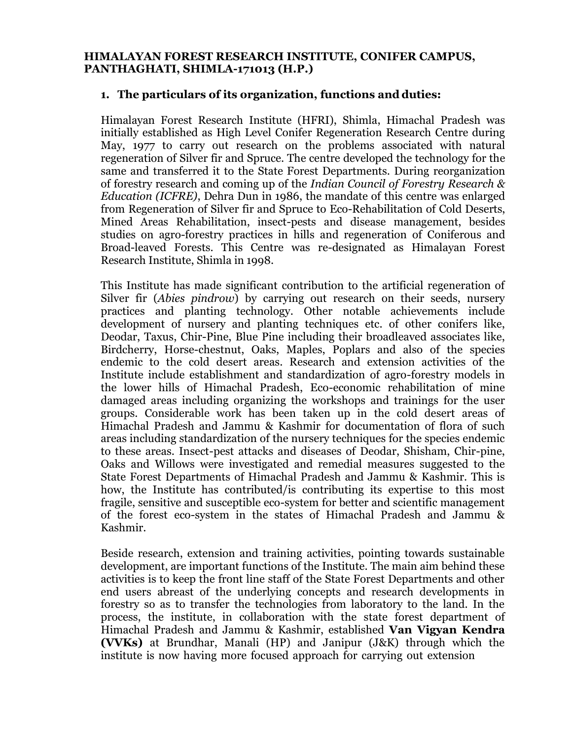**HIMALAYAN FOREST RESEARCH INSTITUTE, CONIFER CAMPUS, PANTHAGHATI, SHIMLA-171013 (H.P.)**

1. **The particulars of its organization, functions and duties:**

Himalayan Forest Research Institute (HFRI), Shimla, Himachal Pradesh was initially established as High Level Conifer Regeneration Research Centre during May, 1977 to carry out research on the problems associated with natural regeneration of Silver fir and Spruce. The centre developed the technology for the same and transferred it to the State Forest Departments. During reorganization of forestry research and coming up of the *Indian Council of Forestry Research & Education (ICFRE)*, Dehra Dun in 1986, the mandate of this centre was enlarged from Regeneration of Silver fir and Spruce to Eco-Rehabilitation of Cold Deserts, Mined Areas Rehabilitation, insect-pests and disease management, besides studies on agro-forestry practices in hills and regeneration of Coniferous and Broad-leaved Forests. This Centre was re-designated as Himalayan Forest Research Institute, Shimla in 1998.

This Institute has made significant contribution to the artificial regeneration of Silver fir (*Abies pindrow*) by carrying out research on their seeds, nursery practices and planting technology. Other notable achievements include development of nursery and planting techniques etc. of other conifers like, Deodar, Taxus, Chir-Pine, Blue Pine including their broadleaved associates like, Birdcherry, Horse-chestnut, Oaks, Maples, Poplars and also of the species endemic to the cold desert areas. Research and extension activities of the Institute include establishment and standardization of agro-forestry models in the lower hills of Himachal Pradesh, Eco-economic rehabilitation of mine damaged areas including organizing the workshops and trainings for the user groups. Considerable work has been taken up in the cold desert areas of Himachal Pradesh and Jammu & Kashmir for documentation of flora of such areas including standardization of the nursery techniques for the species endemic to these areas. Insect-pest attacks and diseases of Deodar, Shisham, Chir-pine, Oaks and Willows were investigated and remedial measures suggested to the State Forest Departments of Himachal Pradesh and Jammu & Kashmir. This is how, the Institute has contributed/is contributing its expertise to this most fragile, sensitive and susceptible eco-system for better and scientific management of the forest eco-system in the states of Himachal Pradesh and Jammu & Kashmir.

Beside research, extension and training activities, pointing towards sustainable development, are important functions of the Institute. The main aim behind these activities is to keep the front line staff of the State Forest Departments and other end users abreast of the underlying concepts and research developments in forestry so as to transfer the technologies from laboratory to the land. In the process, the institute, in collaboration with the state forest department of Himachal Pradesh and Jammu & Kashmir, established **Van Vigyan Kendra (VVKs)** at Brundhar, Manali (HP) and Janipur (J&K) through which the institute is now having more focused approach for carrying out extension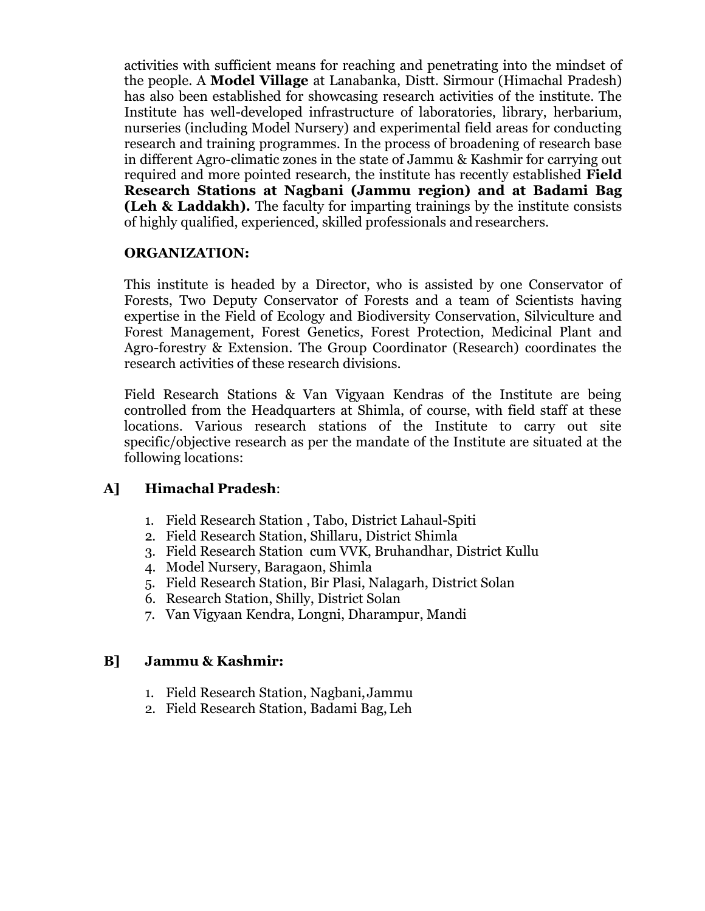activities with sufficient means for reaching and penetrating into the mindset of the people. A **Model Village** at Lanabanka, Distt. Sirmour (Himachal Pradesh) has also been established for showcasing research activities of the institute. The Institute has well-developed infrastructure of laboratories, library, herbarium, nurseries (including Model Nursery) and experimental field areas for conducting research and training programmes. In the process of broadening of research base in different Agro-climatic zones in the state of Jammu & Kashmir for carrying out required and more pointed research, the institute has recently established **Field Research Stations at Nagbani (Jammu region) and at Badami Bag (Leh & Laddakh).** The faculty for imparting trainings by the institute consists of highly qualified, experienced, skilled professionals and researchers.

**ORGANIZATION:**

This institute is headed by a Director, who is assisted by one Conservator of Forests, Two Deputy Conservator of Forests and a team of Scientists having expertise in the Field of Ecology and Biodiversity Conservation, Silviculture and Forest Management, Forest Genetics, Forest Protection, Medicinal Plant and Agro-forestry & Extension. The Group Coordinator (Research) coordinates the research activities of these research divisions.

Field Research Stations & Van Vigyaan Kendras of the Institute are being controlled from the Headquarters at Shimla, of course, with field staff at these locations. Various research stations of the Institute to carry out site specific/objective research as per the mandate of the Institute are situated at the following locations:

**A] Himachal Pradesh**:

1. Field Research Station , Tabo, District Lahaul-Spiti
2. Field Research Station, Shillaru, District Shimla
3. Field Research Station cum VVK, Bruhandhar, District Kullu
4. Model Nursery, Baragaon, Shimla
5. Field Research Station, Bir Plasi, Nalagarh, District Solan
6. Research Station, Shilly, District Solan
7. Van Vigyaan Kendra, Longni, Dharampur, Mandi

**B] Jammu & Kashmir:**

1. Field Research Station, Nagbani, Jammu
2. Field Research Station, Badami Bag, Leh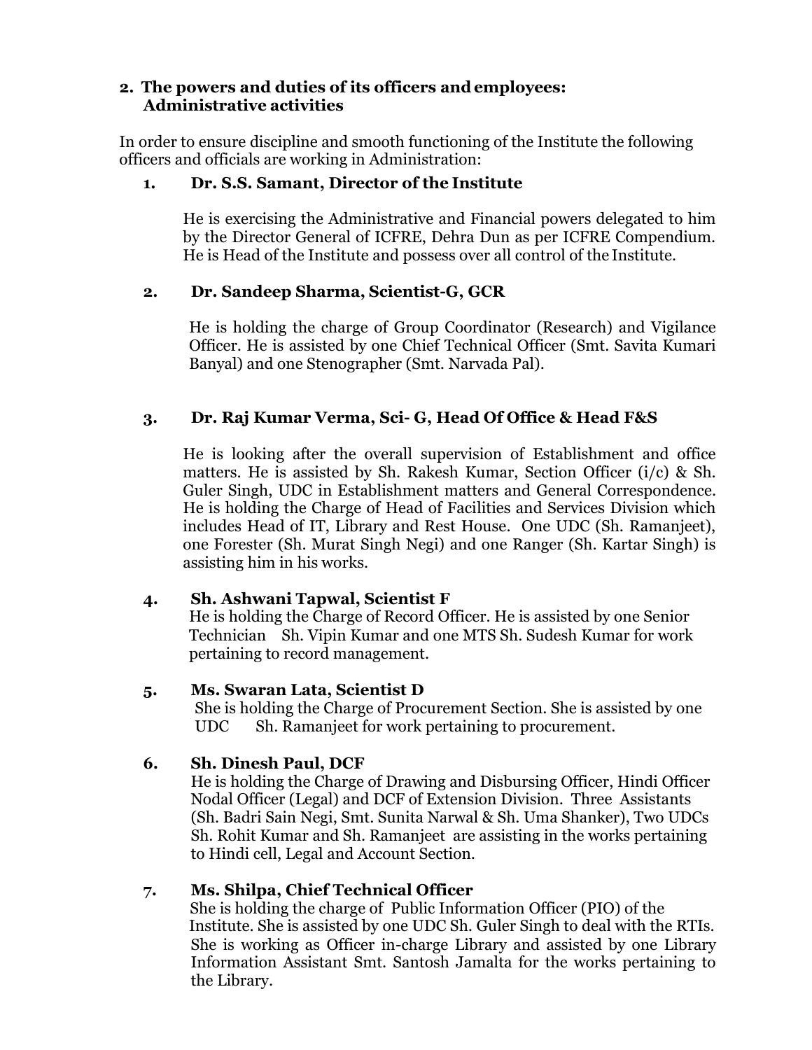**2. The powers and duties of its officers and employees: Administrative activities**

In order to ensure discipline and smooth functioning of the Institute the following officers and officials are working in Administration:

1. **Dr. S.S. Samant, Director of the Institute**

   He is exercising the Administrative and Financial powers delegated to him by the Director General of ICFRE, Dehra Dun as per ICFRE Compendium. He is Head of the Institute and possess over all control of the Institute.

2. **Dr. Sandeep Sharma, Scientist-G, GCR**

   He is holding the charge of Group Coordinator (Research) and Vigilance Officer. He is assisted by one Chief Technical Officer (Smt. Savita Kumari Banyal) and one Stenographer (Smt. Narvada Pal).

3. **Dr. Raj Kumar Verma, Sci- G, Head Of Office & Head F&S**

   He is looking after the overall supervision of Establishment and office matters. He is assisted by Sh. Rakesh Kumar, Section Officer (i/c) & Sh. Guler Singh, UDC in Establishment matters and General Correspondence. He is holding the Charge of Head of Facilities and Services Division which includes Head of IT, Library and Rest House. One UDC (Sh. Ramanjeet), one Forester (Sh. Murat Singh Negi) and one Ranger (Sh. Kartar Singh) is assisting him in his works.

4. **Sh. Ashwani Tapwal, Scientist F**

   He is holding the Charge of Record Officer. He is assisted by one Senior Technician Sh. Vipin Kumar and one MTS Sh. Sudesh Kumar for work pertaining to record management.

5. **Ms. Swaran Lata, Scientist D**

   She is holding the Charge of Procurement Section. She is assisted by one UDC Sh. Ramanjeet for work pertaining to procurement.

6. **Sh. Dinesh Paul, DCF**

   He is holding the Charge of Drawing and Disbursing Officer, Hindi Officer Nodal Officer (Legal) and DCF of Extension Division. Three Assistants (Sh. Badri Sain Negi, Smt. Sunita Narwal & Sh. Uma Shanker), Two UDCs Sh. Rohit Kumar and Sh. Ramanjeet are assisting in the works pertaining to Hindi cell, Legal and Account Section.

7. **Ms. Shilpa, Chief Technical Officer**

   She is holding the charge of Public Information Officer (PIO) of the Institute. She is assisted by one UDC Sh. Guler Singh to deal with the RTIs. She is working as Officer in-charge Library and assisted by one Library Information Assistant Smt. Santosh Jamalta for the works pertaining to the Library.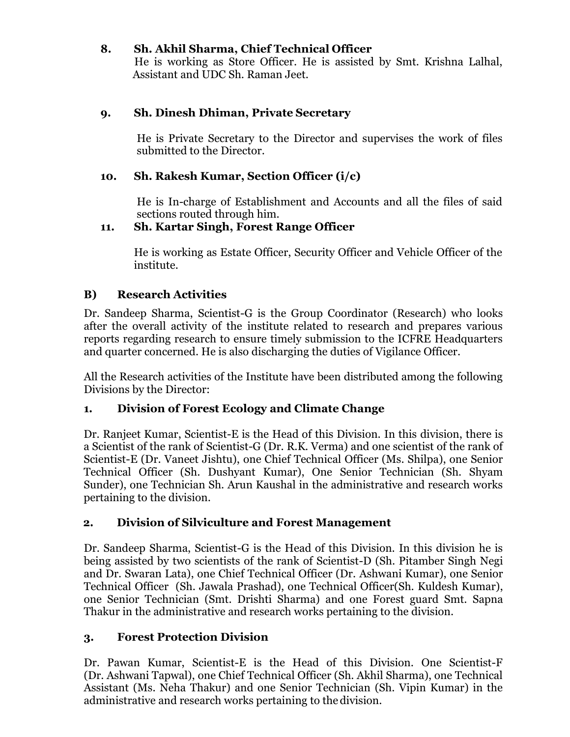**8. Sh. Akhil Sharma, Chief Technical Officer**

He is working as Store Officer. He is assisted by Smt. Krishna Lalhal, Assistant and UDC Sh. Raman Jeet.

**9. Sh. Dinesh Dhiman, Private Secretary**

He is Private Secretary to the Director and supervises the work of files submitted to the Director.

**10. Sh. Rakesh Kumar, Section Officer (i/c)**

He is In-charge of Establishment and Accounts and all the files of said sections routed through him.

**11. Sh. Kartar Singh, Forest Range Officer**

He is working as Estate Officer, Security Officer and Vehicle Officer of the institute.

## B) Research Activities

Dr. Sandeep Sharma, Scientist-G is the Group Coordinator (Research) who looks after the overall activity of the institute related to research and prepares various reports regarding research to ensure timely submission to the ICFRE Headquarters and quarter concerned. He is also discharging the duties of Vigilance Officer.

All the Research activities of the Institute have been distributed among the following Divisions by the Director:

### 1. Division of Forest Ecology and Climate Change

Dr. Ranjeet Kumar, Scientist-E is the Head of this Division. In this division, there is a Scientist of the rank of Scientist-G (Dr. R.K. Verma) and one scientist of the rank of Scientist-E (Dr. Vaneet Jishtu), one Chief Technical Officer (Ms. Shilpa), one Senior Technical Officer (Sh. Dushyant Kumar), One Senior Technician (Sh. Shyam Sunder), one Technician Sh. Arun Kaushal in the administrative and research works pertaining to the division.

### 2. Division of Silviculture and Forest Management

Dr. Sandeep Sharma, Scientist-G is the Head of this Division. In this division he is being assisted by two scientists of the rank of Scientist-D (Sh. Pitamber Singh Negi and Dr. Swaran Lata), one Chief Technical Officer (Dr. Ashwani Kumar), one Senior Technical Officer (Sh. Jawala Prashad), one Technical Officer(Sh. Kuldesh Kumar), one Senior Technician (Smt. Drishti Sharma) and one Forest guard Smt. Sapna Thakur in the administrative and research works pertaining to the division.

### 3. Forest Protection Division

Dr. Pawan Kumar, Scientist-E is the Head of this Division. One Scientist-F (Dr. Ashwani Tapwal), one Chief Technical Officer (Sh. Akhil Sharma), one Technical Assistant (Ms. Neha Thakur) and one Senior Technician (Sh. Vipin Kumar) in the administrative and research works pertaining to the division.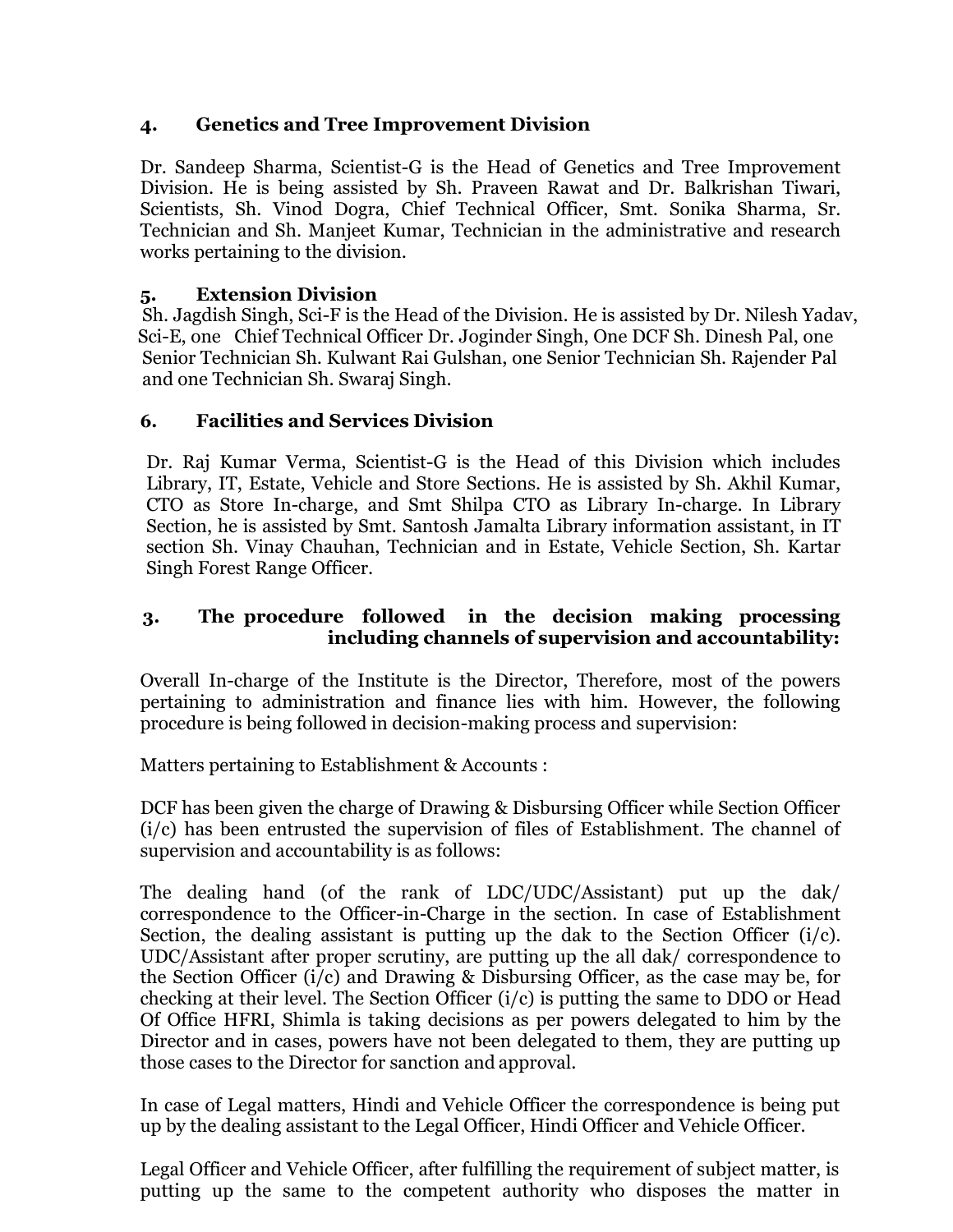### 4. Genetics and Tree Improvement Division

Dr. Sandeep Sharma, Scientist-G is the Head of Genetics and Tree Improvement Division. He is being assisted by Sh. Praveen Rawat and Dr. Balkrishan Tiwari, Scientists, Sh. Vinod Dogra, Chief Technical Officer, Smt. Sonika Sharma, Sr. Technician and Sh. Manjeet Kumar, Technician in the administrative and research works pertaining to the division.

### 5. Extension Division

Sh. Jagdish Singh, Sci-F is the Head of the Division. He is assisted by Dr. Nilesh Yadav, Sci-E, one Chief Technical Officer Dr. Joginder Singh, One DCF Sh. Dinesh Pal, one Senior Technician Sh. Kulwant Rai Gulshan, one Senior Technician Sh. Rajender Pal and one Technician Sh. Swaraj Singh.

### 6. Facilities and Services Division

Dr. Raj Kumar Verma, Scientist-G is the Head of this Division which includes Library, IT, Estate, Vehicle and Store Sections. He is assisted by Sh. Akhil Kumar, CTO as Store In-charge, and Smt Shilpa CTO as Library In-charge. In Library Section, he is assisted by Smt. Santosh Jamalta Library information assistant, in IT section Sh. Vinay Chauhan, Technician and in Estate, Vehicle Section, Sh. Kartar Singh Forest Range Officer.

## 3. The procedure followed in the decision making processing including channels of supervision and accountability:

Overall In-charge of the Institute is the Director, Therefore, most of the powers pertaining to administration and finance lies with him. However, the following procedure is being followed in decision-making process and supervision:

Matters pertaining to Establishment & Accounts :

DCF has been given the charge of Drawing & Disbursing Officer while Section Officer (i/c) has been entrusted the supervision of files of Establishment. The channel of supervision and accountability is as follows:

The dealing hand (of the rank of LDC/UDC/Assistant) put up the dak/ correspondence to the Officer-in-Charge in the section. In case of Establishment Section, the dealing assistant is putting up the dak to the Section Officer (i/c). UDC/Assistant after proper scrutiny, are putting up the all dak/ correspondence to the Section Officer (i/c) and Drawing & Disbursing Officer, as the case may be, for checking at their level. The Section Officer (i/c) is putting the same to DDO or Head Of Office HFRI, Shimla is taking decisions as per powers delegated to him by the Director and in cases, powers have not been delegated to them, they are putting up those cases to the Director for sanction and approval.

In case of Legal matters, Hindi and Vehicle Officer the correspondence is being put up by the dealing assistant to the Legal Officer, Hindi Officer and Vehicle Officer.

Legal Officer and Vehicle Officer, after fulfilling the requirement of subject matter, is putting up the same to the competent authority who disposes the matter in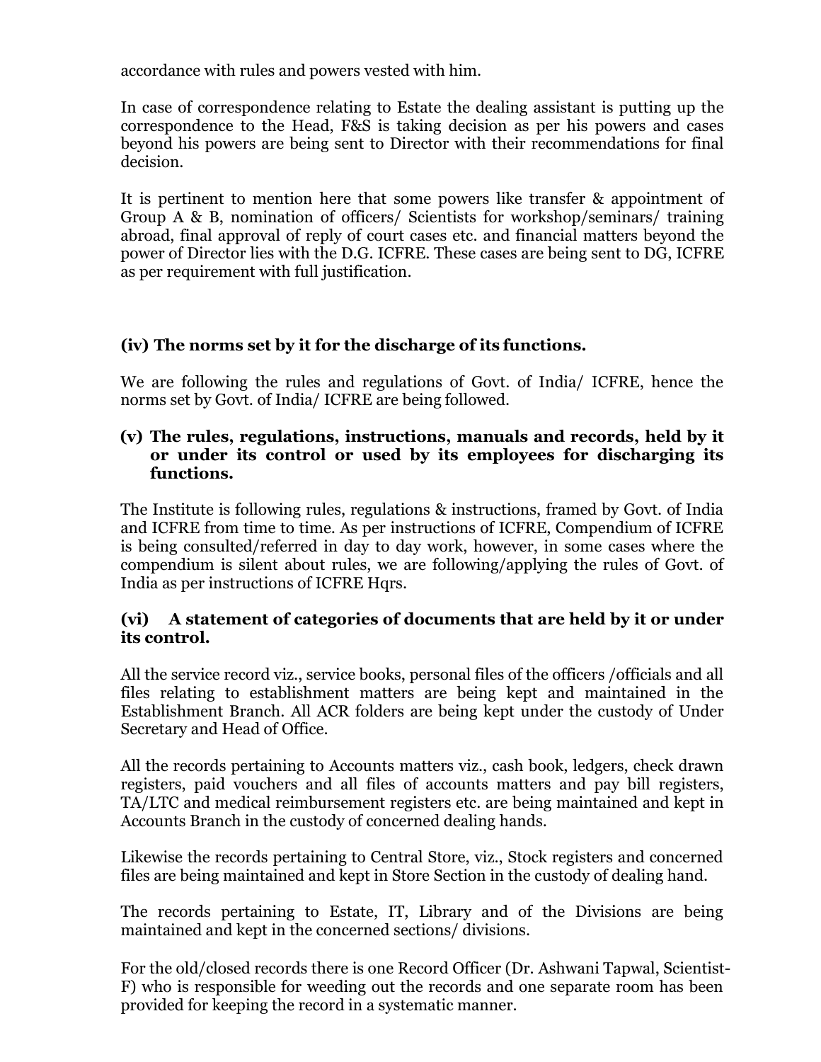accordance with rules and powers vested with him.

In case of correspondence relating to Estate the dealing assistant is putting up the correspondence to the Head, F&S is taking decision as per his powers and cases beyond his powers are being sent to Director with their recommendations for final decision.

It is pertinent to mention here that some powers like transfer & appointment of Group A & B, nomination of officers/ Scientists for workshop/seminars/ training abroad, final approval of reply of court cases etc. and financial matters beyond the power of Director lies with the D.G. ICFRE. These cases are being sent to DG, ICFRE as per requirement with full justification.

### (iv) The norms set by it for the discharge of its functions.

We are following the rules and regulations of Govt. of India/ ICFRE, hence the norms set by Govt. of India/ ICFRE are being followed.

### (v) The rules, regulations, instructions, manuals and records, held by it or under its control or used by its employees for discharging its functions.

The Institute is following rules, regulations & instructions, framed by Govt. of India and ICFRE from time to time. As per instructions of ICFRE, Compendium of ICFRE is being consulted/referred in day to day work, however, in some cases where the compendium is silent about rules, we are following/applying the rules of Govt. of India as per instructions of ICFRE Hqrs.

### (vi) A statement of categories of documents that are held by it or under its control.

All the service record viz., service books, personal files of the officers /officials and all files relating to establishment matters are being kept and maintained in the Establishment Branch. All ACR folders are being kept under the custody of Under Secretary and Head of Office.

All the records pertaining to Accounts matters viz., cash book, ledgers, check drawn registers, paid vouchers and all files of accounts matters and pay bill registers, TA/LTC and medical reimbursement registers etc. are being maintained and kept in Accounts Branch in the custody of concerned dealing hands.

Likewise the records pertaining to Central Store, viz., Stock registers and concerned files are being maintained and kept in Store Section in the custody of dealing hand.

The records pertaining to Estate, IT, Library and of the Divisions are being maintained and kept in the concerned sections/ divisions.

For the old/closed records there is one Record Officer (Dr. Ashwani Tapwal, Scientist-F) who is responsible for weeding out the records and one separate room has been provided for keeping the record in a systematic manner.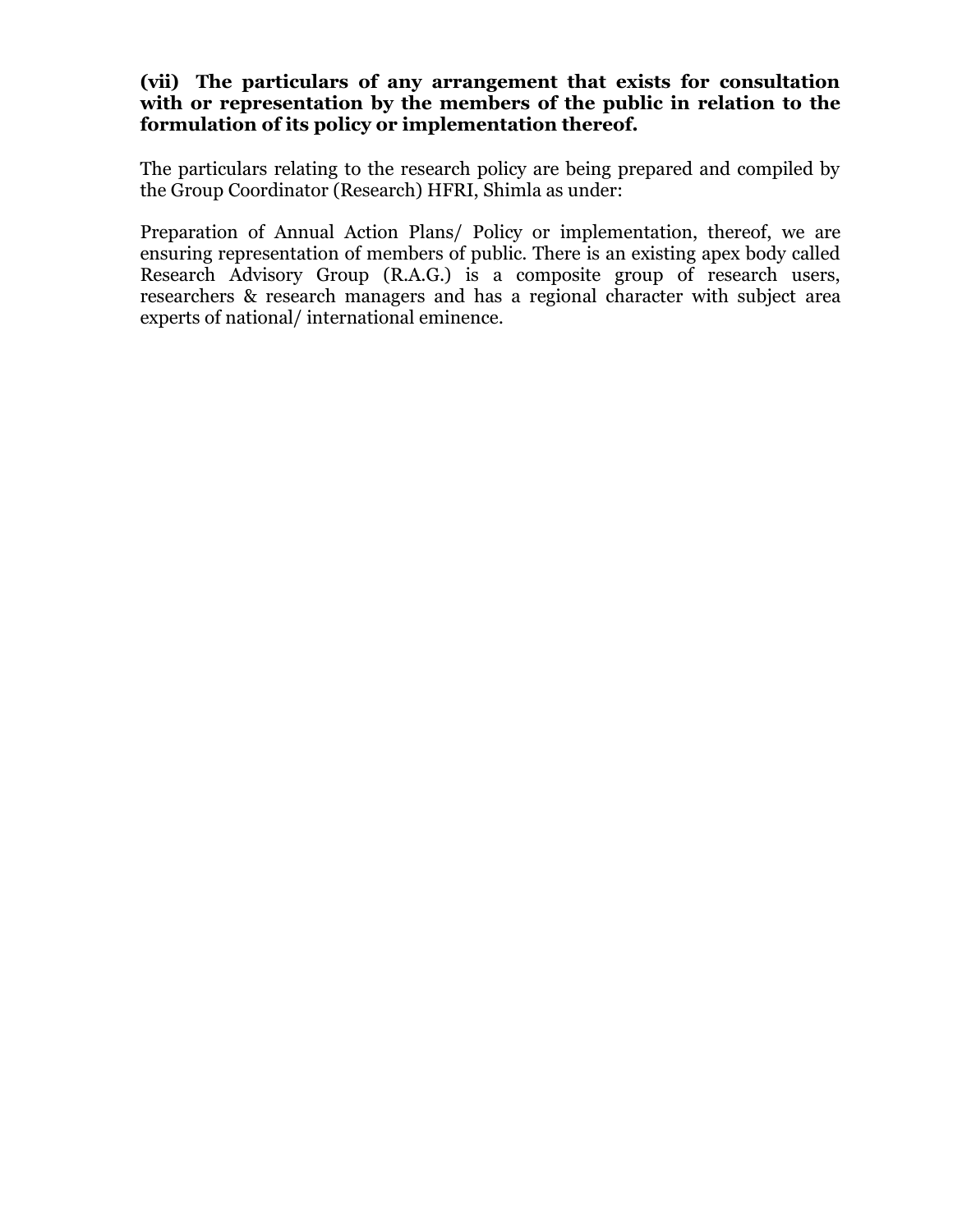**(vii) The particulars of any arrangement that exists for consultation with or representation by the members of the public in relation to the formulation of its policy or implementation thereof.**

The particulars relating to the research policy are being prepared and compiled by the Group Coordinator (Research) HFRI, Shimla as under:

Preparation of Annual Action Plans/ Policy or implementation, thereof, we are ensuring representation of members of public. There is an existing apex body called Research Advisory Group (R.A.G.) is a composite group of research users, researchers & research managers and has a regional character with subject area experts of national/ international eminence.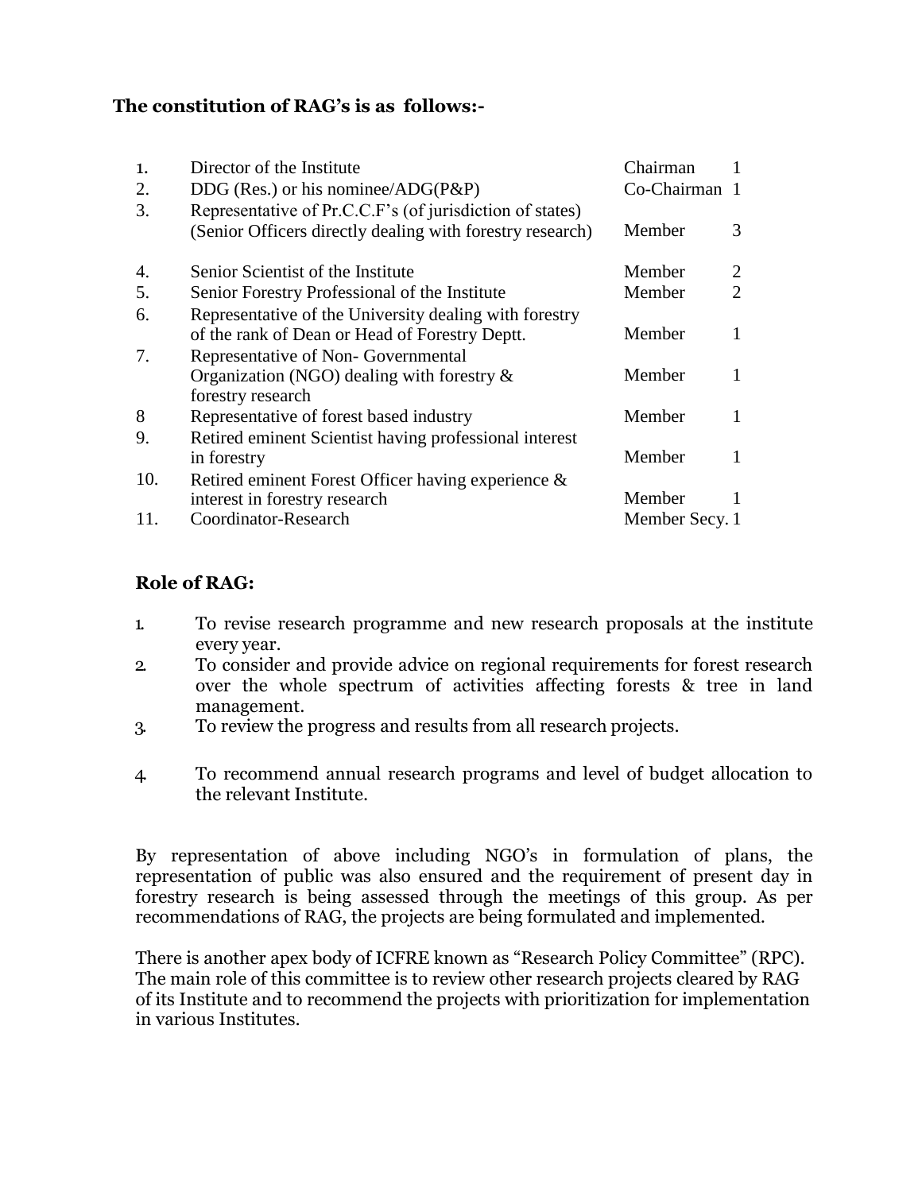**The constitution of RAG's is as follows:-**

| No. | Constitution | Designation | Number |
|---|---|---|---|
| 1. | Director of the Institute | Chairman | 1 |
| 2. | DDG (Res.) or his nominee/ADG(P&P) | Co-Chairman | 1 |
| 3. | Representative of Pr.C.C.F's (of jurisdiction of states) (Senior Officers directly dealing with forestry research) | Member | 3 |
| 4. | Senior Scientist of the Institute | Member | 2 |
| 5. | Senior Forestry Professional of the Institute | Member | 2 |
| 6. | Representative of the University dealing with forestry of the rank of Dean or Head of Forestry Deptt. | Member | 1 |
| 7. | Representative of Non- Governmental Organization (NGO) dealing with forestry & forestry research | Member | 1 |
| 8 | Representative of forest based industry | Member | 1 |
| 9. | Retired eminent Scientist having professional interest in forestry | Member | 1 |
| 10. | Retired eminent Forest Officer having experience & interest in forestry research | Member | 1 |
| 11. | Coordinator-Research | Member Secy. | 1 |

**Role of RAG:**

1. To revise research programme and new research proposals at the institute every year.
2. To consider and provide advice on regional requirements for forest research over the whole spectrum of activities affecting forests & tree in land management.
3. To review the progress and results from all research projects.
4. To recommend annual research programs and level of budget allocation to the relevant Institute.

By representation of above including NGO's in formulation of plans, the representation of public was also ensured and the requirement of present day in forestry research is being assessed through the meetings of this group. As per recommendations of RAG, the projects are being formulated and implemented.

There is another apex body of ICFRE known as "Research Policy Committee" (RPC). The main role of this committee is to review other research projects cleared by RAG of its Institute and to recommend the projects with prioritization for implementation in various Institutes.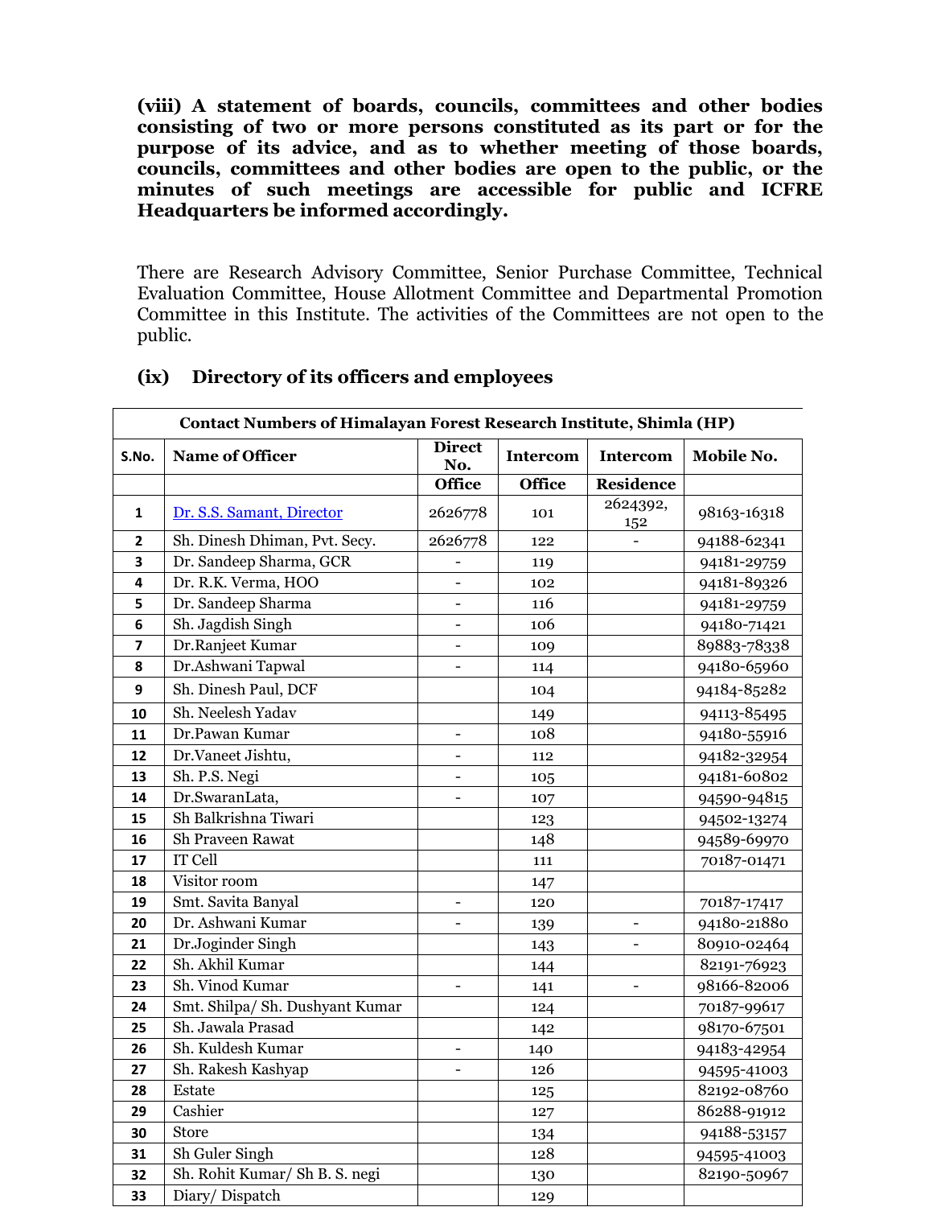**(viii) A statement of boards, councils, committees and other bodies consisting of two or more persons constituted as its part or for the purpose of its advice, and as to whether meeting of those boards, councils, committees and other bodies are open to the public, or the minutes of such meetings are accessible for public and ICFRE Headquarters be informed accordingly.**

There are Research Advisory Committee, Senior Purchase Committee, Technical Evaluation Committee, House Allotment Committee and Departmental Promotion Committee in this Institute. The activities of the Committees are not open to the public.

## (ix) Directory of its officers and employees

| Contact Numbers of Himalayan Forest Research Institute, Shimla (HP) | | | | | |
|---|---|---|---|---|---|
| **S.No.** | **Name of Officer** | **Direct No.** | **Intercom** | **Intercom** | **Mobile No.** |
| | | **Office** | **Office** | **Residence** | |
| 1 | Dr. S.S. Samant, Director | 2626778 | 101 | 2624392, 152 | 98163-16318 |
| 2 | Sh. Dinesh Dhiman, Pvt. Secy. | 2626778 | 122 | - | 94188-62341 |
| 3 | Dr. Sandeep Sharma, GCR | - | 119 | | 94181-29759 |
| 4 | Dr. R.K. Verma, HOO | - | 102 | | 94181-89326 |
| 5 | Dr. Sandeep Sharma | - | 116 | | 94181-29759 |
| 6 | Sh. Jagdish Singh | - | 106 | | 94180-71421 |
| 7 | Dr.Ranjeet Kumar | - | 109 | | 89883-78338 |
| 8 | Dr.Ashwani Tapwal | - | 114 | | 94180-65960 |
| 9 | Sh. Dinesh Paul, DCF | | 104 | | 94184-85282 |
| 10 | Sh. Neelesh Yadav | | 149 | | 94113-85495 |
| 11 | Dr.Pawan Kumar | - | 108 | | 94180-55916 |
| 12 | Dr.Vaneet Jishtu, | - | 112 | | 94182-32954 |
| 13 | Sh. P.S. Negi | - | 105 | | 94181-60802 |
| 14 | Dr.SwaranLata, | - | 107 | | 94590-94815 |
| 15 | Sh Balkrishna Tiwari | | 123 | | 94502-13274 |
| 16 | Sh Praveen Rawat | | 148 | | 94589-69970 |
| 17 | IT Cell | | 111 | | 70187-01471 |
| 18 | Visitor room | | 147 | | |
| 19 | Smt. Savita Banyal | - | 120 | | 70187-17417 |
| 20 | Dr. Ashwani Kumar | - | 139 | - | 94180-21880 |
| 21 | Dr.Joginder Singh | | 143 | - | 80910-02464 |
| 22 | Sh. Akhil Kumar | | 144 | | 82191-76923 |
| 23 | Sh. Vinod Kumar | - | 141 | - | 98166-82006 |
| 24 | Smt. Shilpa/ Sh. Dushyant Kumar | | 124 | | 70187-99617 |
| 25 | Sh. Jawala Prasad | | 142 | | 98170-67501 |
| 26 | Sh. Kuldesh Kumar | - | 140 | | 94183-42954 |
| 27 | Sh. Rakesh Kashyap | - | 126 | | 94595-41003 |
| 28 | Estate | | 125 | | 82192-08760 |
| 29 | Cashier | | 127 | | 86288-91912 |
| 30 | Store | | 134 | | 94188-53157 |
| 31 | Sh Guler Singh | | 128 | | 94595-41003 |
| 32 | Sh. Rohit Kumar/ Sh B. S. negi | | 130 | | 82190-50967 |
| 33 | Diary/ Dispatch | | 129 | | |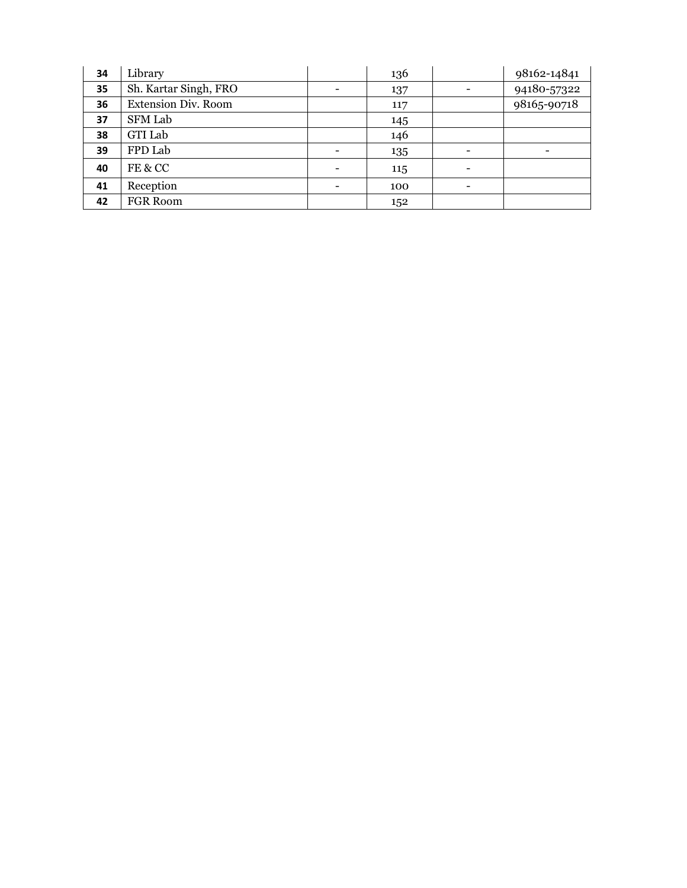| 34 | Library | | 136 | | 98162-14841 |
|---|---|---|---|---|---|
| 35 | Sh. Kartar Singh, FRO | - | 137 | - | 94180-57322 |
| 36 | Extension Div. Room | | 117 | | 98165-90718 |
| 37 | SFM Lab | | 145 | | |
| 38 | GTI Lab | | 146 | | |
| 39 | FPD Lab | - | 135 | - | - |
| 40 | FE & CC | - | 115 | - | |
| 41 | Reception | - | 100 | - | |
| 42 | FGR Room | | 152 | | |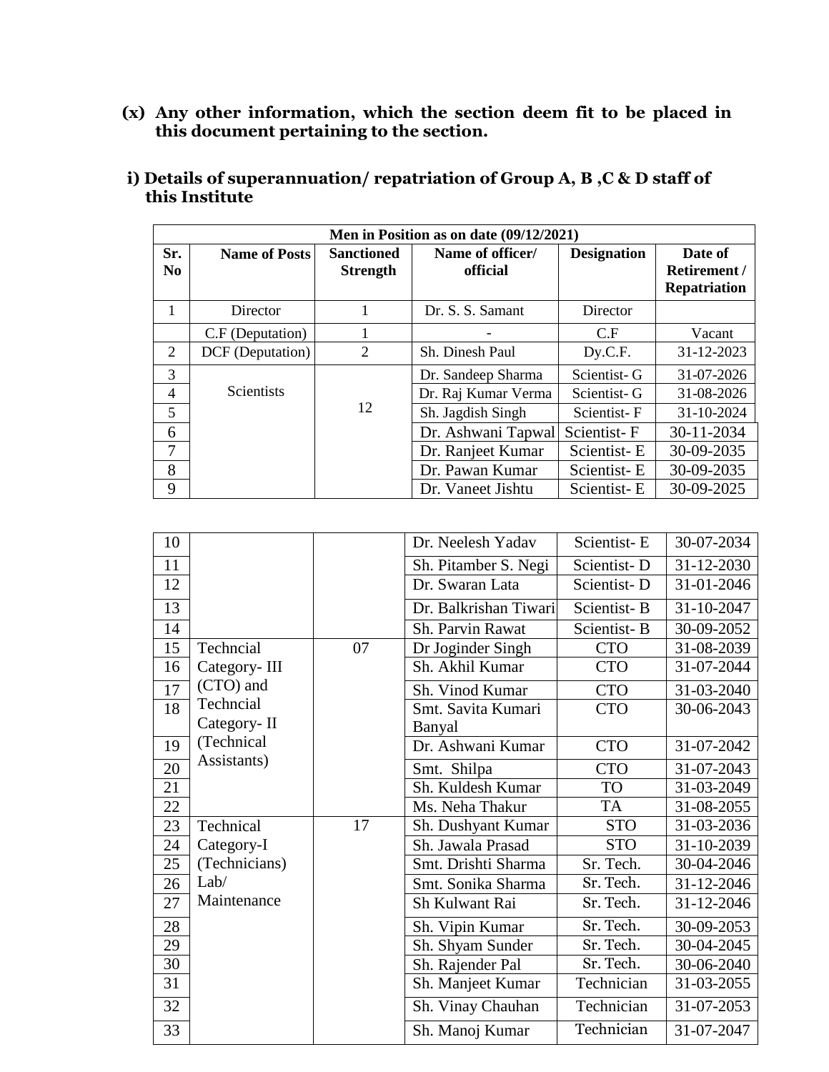**(x) Any other information, which the section deem fit to be placed in this document pertaining to the section.**

**i) Details of superannuation/ repatriation of Group A, B ,C & D staff of this Institute**

| Men in Position as on date (09/12/2021) | | | | | |
|---|---|---|---|---|---|
| **Sr. No** | **Name of Posts** | **Sanctioned Strength** | **Name of officer/ official** | **Designation** | **Date of Retirement / Repatriation** |
| 1 | Director | 1 | Dr. S. S. Samant | Director | |
| | C.F (Deputation) | 1 | - | C.F | Vacant |
| 2 | DCF (Deputation) | 2 | Sh. Dinesh Paul | Dy.C.F. | 31-12-2023 |
| 3 | Scientists | 12 | Dr. Sandeep Sharma | Scientist- G | 31-07-2026 |
| 4 | | | Dr. Raj Kumar Verma | Scientist- G | 31-08-2026 |
| 5 | | | Sh. Jagdish Singh | Scientist- F | 31-10-2024 |
| 6 | | | Dr. Ashwani Tapwal | Scientist- F | 30-11-2034 |
| 7 | | | Dr. Ranjeet Kumar | Scientist- E | 30-09-2035 |
| 8 | | | Dr. Pawan Kumar | Scientist- E | 30-09-2035 |
| 9 | | | Dr. Vaneet Jishtu | Scientist- E | 30-09-2025 |
| 10 | | | Dr. Neelesh Yadav | Scientist- E | 30-07-2034 |
| 11 | | | Sh. Pitamber S. Negi | Scientist- D | 31-12-2030 |
| 12 | | | Dr. Swaran Lata | Scientist- D | 31-01-2046 |
| 13 | | | Dr. Balkrishan Tiwari | Scientist- B | 31-10-2047 |
| 14 | | | Sh. Parvin Rawat | Scientist- B | 30-09-2052 |
| 15 | Techncial Category- III (CTO) and Techncial Category- II (Technical Assistants) | 07 | Dr Joginder Singh | CTO | 31-08-2039 |
| 16 | | | Sh. Akhil Kumar | CTO | 31-07-2044 |
| 17 | | | Sh. Vinod Kumar | CTO | 31-03-2040 |
| 18 | | | Smt. Savita Kumari Banyal | CTO | 30-06-2043 |
| 19 | | | Dr. Ashwani Kumar | CTO | 31-07-2042 |
| 20 | | | Smt. Shilpa | CTO | 31-07-2043 |
| 21 | | | Sh. Kuldesh Kumar | TO | 31-03-2049 |
| 22 | | | Ms. Neha Thakur | TA | 31-08-2055 |
| 23 | Technical Category-I (Technicians) Lab/ Maintenance | 17 | Sh. Dushyant Kumar | STO | 31-03-2036 |
| 24 | | | Sh. Jawala Prasad | STO | 31-10-2039 |
| 25 | | | Smt. Drishti Sharma | Sr. Tech. | 30-04-2046 |
| 26 | | | Smt. Sonika Sharma | Sr. Tech. | 31-12-2046 |
| 27 | | | Sh Kulwant Rai | Sr. Tech. | 31-12-2046 |
| 28 | | | Sh. Vipin Kumar | Sr. Tech. | 30-09-2053 |
| 29 | | | Sh. Shyam Sunder | Sr. Tech. | 30-04-2045 |
| 30 | | | Sh. Rajender Pal | Sr. Tech. | 30-06-2040 |
| 31 | | | Sh. Manjeet Kumar | Technician | 31-03-2055 |
| 32 | | | Sh. Vinay Chauhan | Technician | 31-07-2053 |
| 33 | | | Sh. Manoj Kumar | Technician | 31-07-2047 |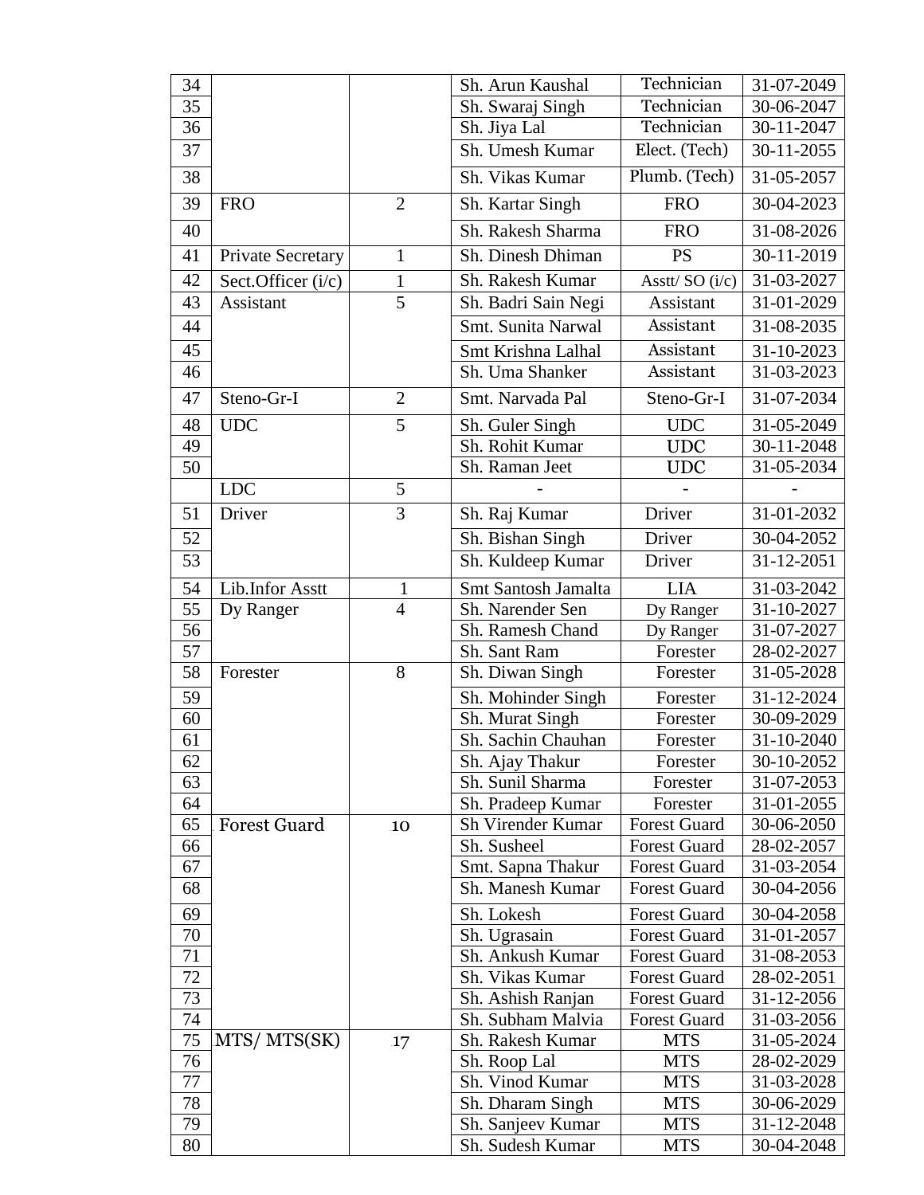| | | | | | |
|---|---|---|---|---|---|
| 34 | | | Sh. Arun Kaushal | Technician | 31-07-2049 |
| 35 | | | Sh. Swaraj Singh | Technician | 30-06-2047 |
| 36 | | | Sh. Jiya Lal | Technician | 30-11-2047 |
| 37 | | | Sh. Umesh Kumar | Elect. (Tech) | 30-11-2055 |
| 38 | | | Sh. Vikas Kumar | Plumb. (Tech) | 31-05-2057 |
| 39 | FRO | 2 | Sh. Kartar Singh | FRO | 30-04-2023 |
| 40 | | | Sh. Rakesh Sharma | FRO | 31-08-2026 |
| 41 | Private Secretary | 1 | Sh. Dinesh Dhiman | PS | 30-11-2019 |
| 42 | Sect.Officer (i/c) | 1 | Sh. Rakesh Kumar | Asstt/ SO (i/c) | 31-03-2027 |
| 43 | Assistant | 5 | Sh. Badri Sain Negi | Assistant | 31-01-2029 |
| 44 | | | Smt. Sunita Narwal | Assistant | 31-08-2035 |
| 45 | | | Smt Krishna Lalhal | Assistant | 31-10-2023 |
| 46 | | | Sh. Uma Shanker | Assistant | 31-03-2023 |
| 47 | Steno-Gr-I | 2 | Smt. Narvada Pal | Steno-Gr-I | 31-07-2034 |
| 48 | UDC | 5 | Sh. Guler Singh | UDC | 31-05-2049 |
| 49 | | | Sh. Rohit Kumar | UDC | 30-11-2048 |
| 50 | | | Sh. Raman Jeet | UDC | 31-05-2034 |
| | LDC | 5 | - | - | - |
| 51 | Driver | 3 | Sh. Raj Kumar | Driver | 31-01-2032 |
| 52 | | | Sh. Bishan Singh | Driver | 30-04-2052 |
| 53 | | | Sh. Kuldeep Kumar | Driver | 31-12-2051 |
| 54 | Lib.Infor Asstt | 1 | Smt Santosh Jamalta | LIA | 31-03-2042 |
| 55 | Dy Ranger | 4 | Sh. Narender Sen | Dy Ranger | 31-10-2027 |
| 56 | | | Sh. Ramesh Chand | Dy Ranger | 31-07-2027 |
| 57 | | | Sh. Sant Ram | Forester | 28-02-2027 |
| 58 | Forester | 8 | Sh. Diwan Singh | Forester | 31-05-2028 |
| 59 | | | Sh. Mohinder Singh | Forester | 31-12-2024 |
| 60 | | | Sh. Murat Singh | Forester | 30-09-2029 |
| 61 | | | Sh. Sachin Chauhan | Forester | 31-10-2040 |
| 62 | | | Sh. Ajay Thakur | Forester | 30-10-2052 |
| 63 | | | Sh. Sunil Sharma | Forester | 31-07-2053 |
| 64 | | | Sh. Pradeep Kumar | Forester | 31-01-2055 |
| 65 | Forest Guard | 10 | Sh Virender Kumar | Forest Guard | 30-06-2050 |
| 66 | | | Sh. Susheel | Forest Guard | 28-02-2057 |
| 67 | | | Smt. Sapna Thakur | Forest Guard | 31-03-2054 |
| 68 | | | Sh. Manesh Kumar | Forest Guard | 30-04-2056 |
| 69 | | | Sh. Lokesh | Forest Guard | 30-04-2058 |
| 70 | | | Sh. Ugrasain | Forest Guard | 31-01-2057 |
| 71 | | | Sh. Ankush Kumar | Forest Guard | 31-08-2053 |
| 72 | | | Sh. Vikas Kumar | Forest Guard | 28-02-2051 |
| 73 | | | Sh. Ashish Ranjan | Forest Guard | 31-12-2056 |
| 74 | | | Sh. Subham Malvia | Forest Guard | 31-03-2056 |
| 75 | MTS/ MTS(SK) | 17 | Sh. Rakesh Kumar | MTS | 31-05-2024 |
| 76 | | | Sh. Roop Lal | MTS | 28-02-2029 |
| 77 | | | Sh. Vinod Kumar | MTS | 31-03-2028 |
| 78 | | | Sh. Dharam Singh | MTS | 30-06-2029 |
| 79 | | | Sh. Sanjeev Kumar | MTS | 31-12-2048 |
| 80 | | | Sh. Sudesh Kumar | MTS | 30-04-2048 |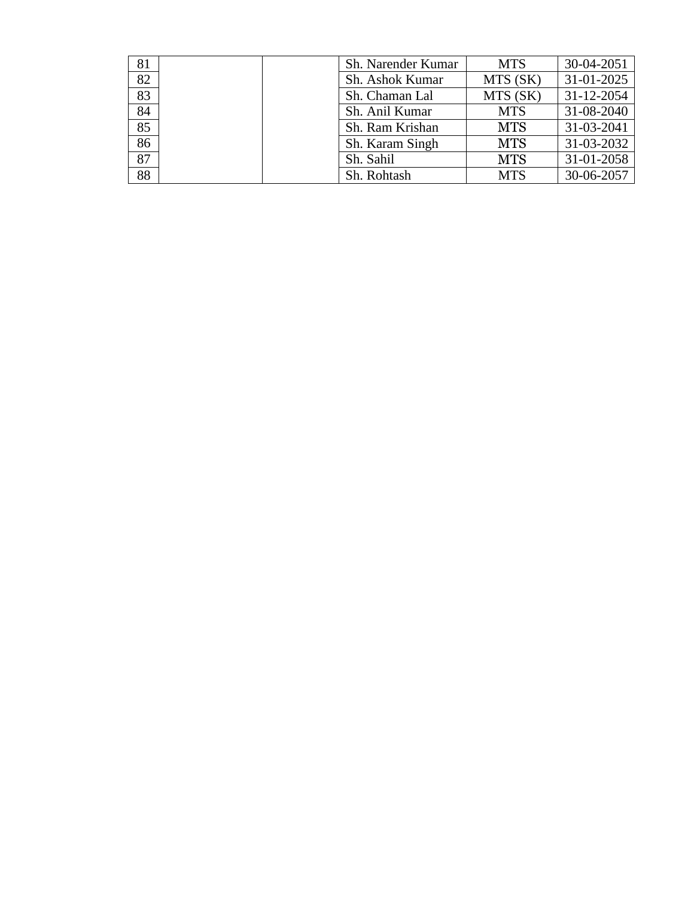| | | | | | |
|---|---|---|---|---|---|
| 81 | | | Sh. Narender Kumar | MTS | 30-04-2051 |
| 82 | | | Sh. Ashok Kumar | MTS (SK) | 31-01-2025 |
| 83 | | | Sh. Chaman Lal | MTS (SK) | 31-12-2054 |
| 84 | | | Sh. Anil Kumar | MTS | 31-08-2040 |
| 85 | | | Sh. Ram Krishan | MTS | 31-03-2041 |
| 86 | | | Sh. Karam Singh | MTS | 31-03-2032 |
| 87 | | | Sh. Sahil | MTS | 31-01-2058 |
| 88 | | | Sh. Rohtash | MTS | 30-06-2057 |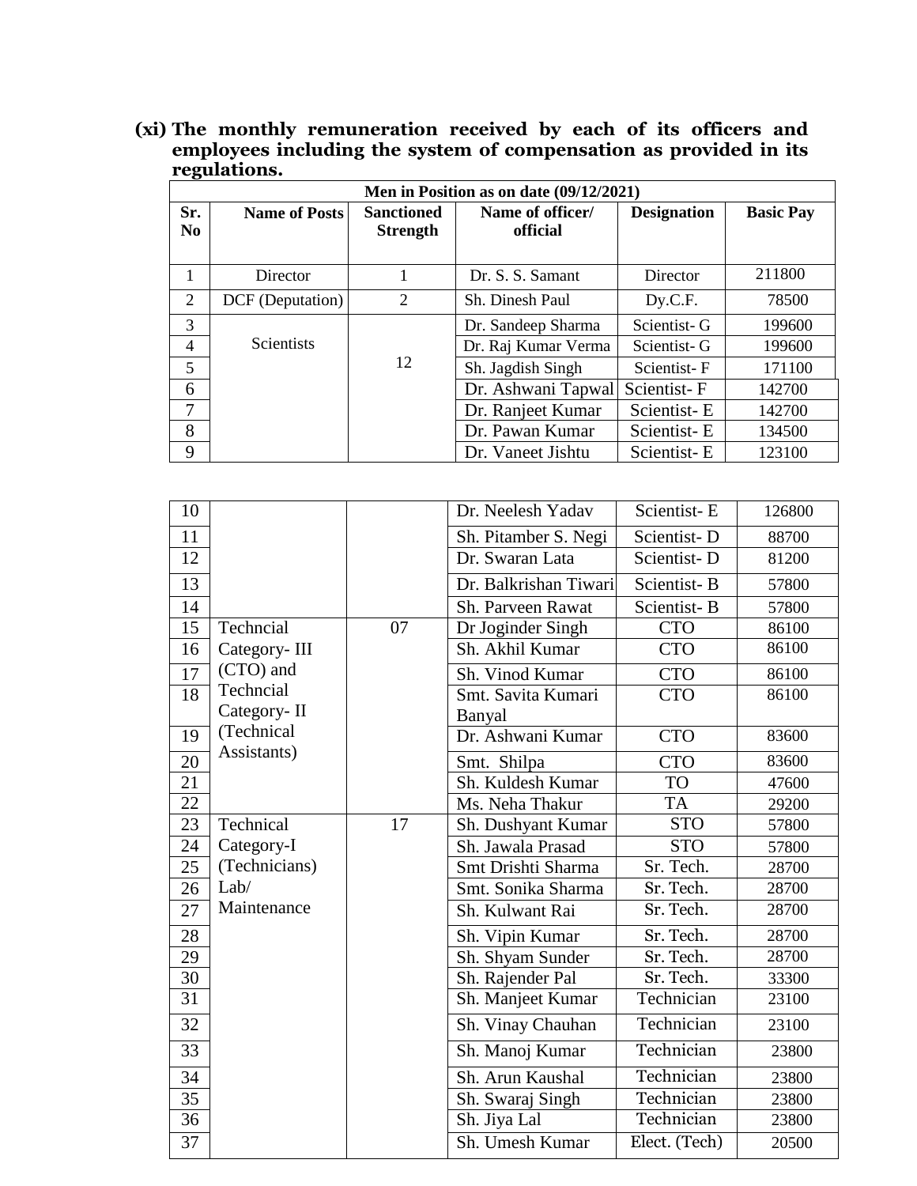**(xi) The monthly remuneration received by each of its officers and employees including the system of compensation as provided in its regulations.**

| Men in Position as on date (09/12/2021) | | | | | |
|---|---|---|---|---|---|
| **Sr. No** | **Name of Posts** | **Sanctioned Strength** | **Name of officer/ official** | **Designation** | **Basic Pay** |
| 1 | Director | 1 | Dr. S. S. Samant | Director | 211800 |
| 2 | DCF (Deputation) | 2 | Sh. Dinesh Paul | Dy.C.F. | 78500 |
| 3 | Scientists | 12 | Dr. Sandeep Sharma | Scientist- G | 199600 |
| 4 | | | Dr. Raj Kumar Verma | Scientist- G | 199600 |
| 5 | | | Sh. Jagdish Singh | Scientist- F | 171100 |
| 6 | | | Dr. Ashwani Tapwal | Scientist- F | 142700 |
| 7 | | | Dr. Ranjeet Kumar | Scientist- E | 142700 |
| 8 | | | Dr. Pawan Kumar | Scientist- E | 134500 |
| 9 | | | Dr. Vaneet Jishtu | Scientist- E | 123100 |
| 10 | | | Dr. Neelesh Yadav | Scientist- E | 126800 |
| 11 | | | Sh. Pitamber S. Negi | Scientist- D | 88700 |
| 12 | | | Dr. Swaran Lata | Scientist- D | 81200 |
| 13 | | | Dr. Balkrishan Tiwari | Scientist- B | 57800 |
| 14 | | | Sh. Parveen Rawat | Scientist- B | 57800 |
| 15 | Techncial Category- III (CTO) and Techncial Category- II (Technical Assistants) | 07 | Dr Joginder Singh | CTO | 86100 |
| 16 | | | Sh. Akhil Kumar | CTO | 86100 |
| 17 | | | Sh. Vinod Kumar | CTO | 86100 |
| 18 | | | Smt. Savita Kumari Banyal | CTO | 86100 |
| 19 | | | Dr. Ashwani Kumar | CTO | 83600 |
| 20 | | | Smt. Shilpa | CTO | 83600 |
| 21 | | | Sh. Kuldesh Kumar | TO | 47600 |
| 22 | | | Ms. Neha Thakur | TA | 29200 |
| 23 | Technical Category-I (Technicians) Lab/ Maintenance | 17 | Sh. Dushyant Kumar | STO | 57800 |
| 24 | | | Sh. Jawala Prasad | STO | 57800 |
| 25 | | | Smt Drishti Sharma | Sr. Tech. | 28700 |
| 26 | | | Smt. Sonika Sharma | Sr. Tech. | 28700 |
| 27 | | | Sh. Kulwant Rai | Sr. Tech. | 28700 |
| 28 | | | Sh. Vipin Kumar | Sr. Tech. | 28700 |
| 29 | | | Sh. Shyam Sunder | Sr. Tech. | 28700 |
| 30 | | | Sh. Rajender Pal | Sr. Tech. | 33300 |
| 31 | | | Sh. Manjeet Kumar | Technician | 23100 |
| 32 | | | Sh. Vinay Chauhan | Technician | 23100 |
| 33 | | | Sh. Manoj Kumar | Technician | 23800 |
| 34 | | | Sh. Arun Kaushal | Technician | 23800 |
| 35 | | | Sh. Swaraj Singh | Technician | 23800 |
| 36 | | | Sh. Jiya Lal | Technician | 23800 |
| 37 | | | Sh. Umesh Kumar | Elect. (Tech) | 20500 |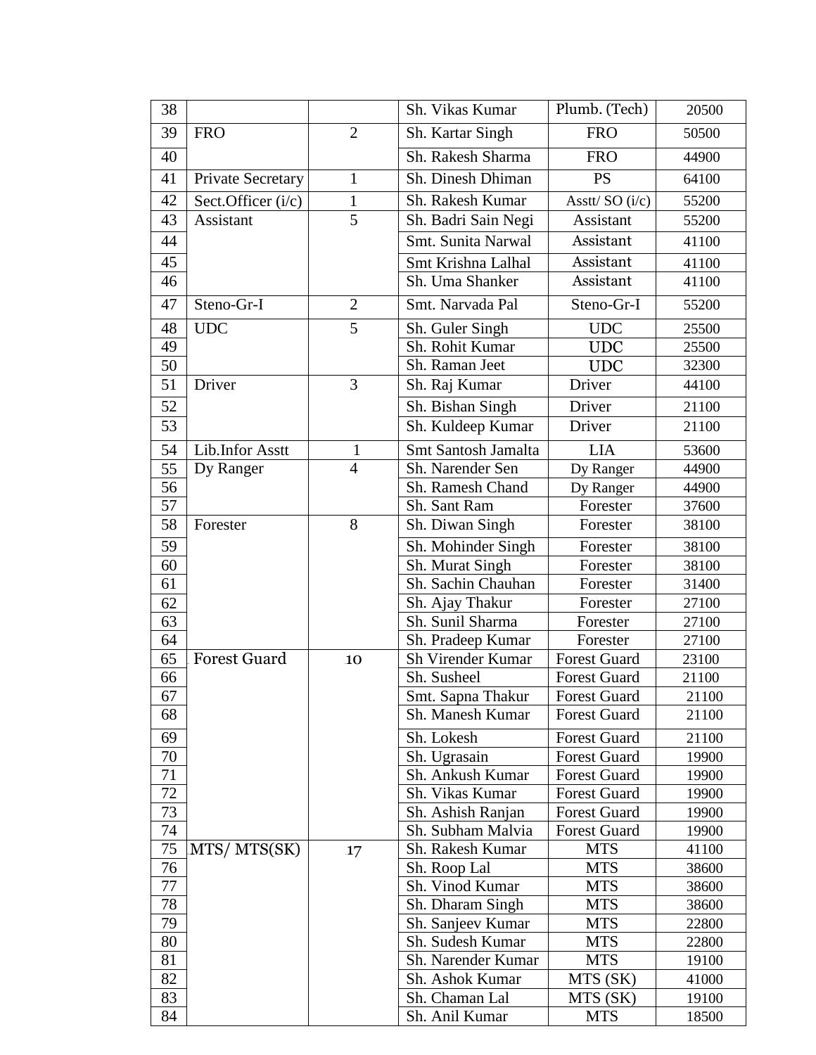| 38 | | | Sh. Vikas Kumar | Plumb. (Tech) | 20500 |
|---|---|---|---|---|---|
| 39 | FRO | 2 | Sh. Kartar Singh | FRO | 50500 |
| 40 | | | Sh. Rakesh Sharma | FRO | 44900 |
| 41 | Private Secretary | 1 | Sh. Dinesh Dhiman | PS | 64100 |
| 42 | Sect.Officer (i/c) | 1 | Sh. Rakesh Kumar | Asstt/ SO (i/c) | 55200 |
| 43 | Assistant | 5 | Sh. Badri Sain Negi | Assistant | 55200 |
| 44 | | | Smt. Sunita Narwal | Assistant | 41100 |
| 45 | | | Smt Krishna Lalhal | Assistant | 41100 |
| 46 | | | Sh. Uma Shanker | Assistant | 41100 |
| 47 | Steno-Gr-I | 2 | Smt. Narvada Pal | Steno-Gr-I | 55200 |
| 48 | UDC | 5 | Sh. Guler Singh | UDC | 25500 |
| 49 | | | Sh. Rohit Kumar | UDC | 25500 |
| 50 | | | Sh. Raman Jeet | UDC | 32300 |
| 51 | Driver | 3 | Sh. Raj Kumar | Driver | 44100 |
| 52 | | | Sh. Bishan Singh | Driver | 21100 |
| 53 | | | Sh. Kuldeep Kumar | Driver | 21100 |
| 54 | Lib.Infor Asstt | 1 | Smt Santosh Jamalta | LIA | 53600 |
| 55 | Dy Ranger | 4 | Sh. Narender Sen | Dy Ranger | 44900 |
| 56 | | | Sh. Ramesh Chand | Dy Ranger | 44900 |
| 57 | | | Sh. Sant Ram | Forester | 37600 |
| 58 | Forester | 8 | Sh. Diwan Singh | Forester | 38100 |
| 59 | | | Sh. Mohinder Singh | Forester | 38100 |
| 60 | | | Sh. Murat Singh | Forester | 38100 |
| 61 | | | Sh. Sachin Chauhan | Forester | 31400 |
| 62 | | | Sh. Ajay Thakur | Forester | 27100 |
| 63 | | | Sh. Sunil Sharma | Forester | 27100 |
| 64 | | | Sh. Pradeep Kumar | Forester | 27100 |
| 65 | Forest Guard | 10 | Sh Virender Kumar | Forest Guard | 23100 |
| 66 | | | Sh. Susheel | Forest Guard | 21100 |
| 67 | | | Smt. Sapna Thakur | Forest Guard | 21100 |
| 68 | | | Sh. Manesh Kumar | Forest Guard | 21100 |
| 69 | | | Sh. Lokesh | Forest Guard | 21100 |
| 70 | | | Sh. Ugrasain | Forest Guard | 19900 |
| 71 | | | Sh. Ankush Kumar | Forest Guard | 19900 |
| 72 | | | Sh. Vikas Kumar | Forest Guard | 19900 |
| 73 | | | Sh. Ashish Ranjan | Forest Guard | 19900 |
| 74 | | | Sh. Subham Malvia | Forest Guard | 19900 |
| 75 | MTS/ MTS(SK) | 17 | Sh. Rakesh Kumar | MTS | 41100 |
| 76 | | | Sh. Roop Lal | MTS | 38600 |
| 77 | | | Sh. Vinod Kumar | MTS | 38600 |
| 78 | | | Sh. Dharam Singh | MTS | 38600 |
| 79 | | | Sh. Sanjeev Kumar | MTS | 22800 |
| 80 | | | Sh. Sudesh Kumar | MTS | 22800 |
| 81 | | | Sh. Narender Kumar | MTS | 19100 |
| 82 | | | Sh. Ashok Kumar | MTS (SK) | 41000 |
| 83 | | | Sh. Chaman Lal | MTS (SK) | 19100 |
| 84 | | | Sh. Anil Kumar | MTS | 18500 |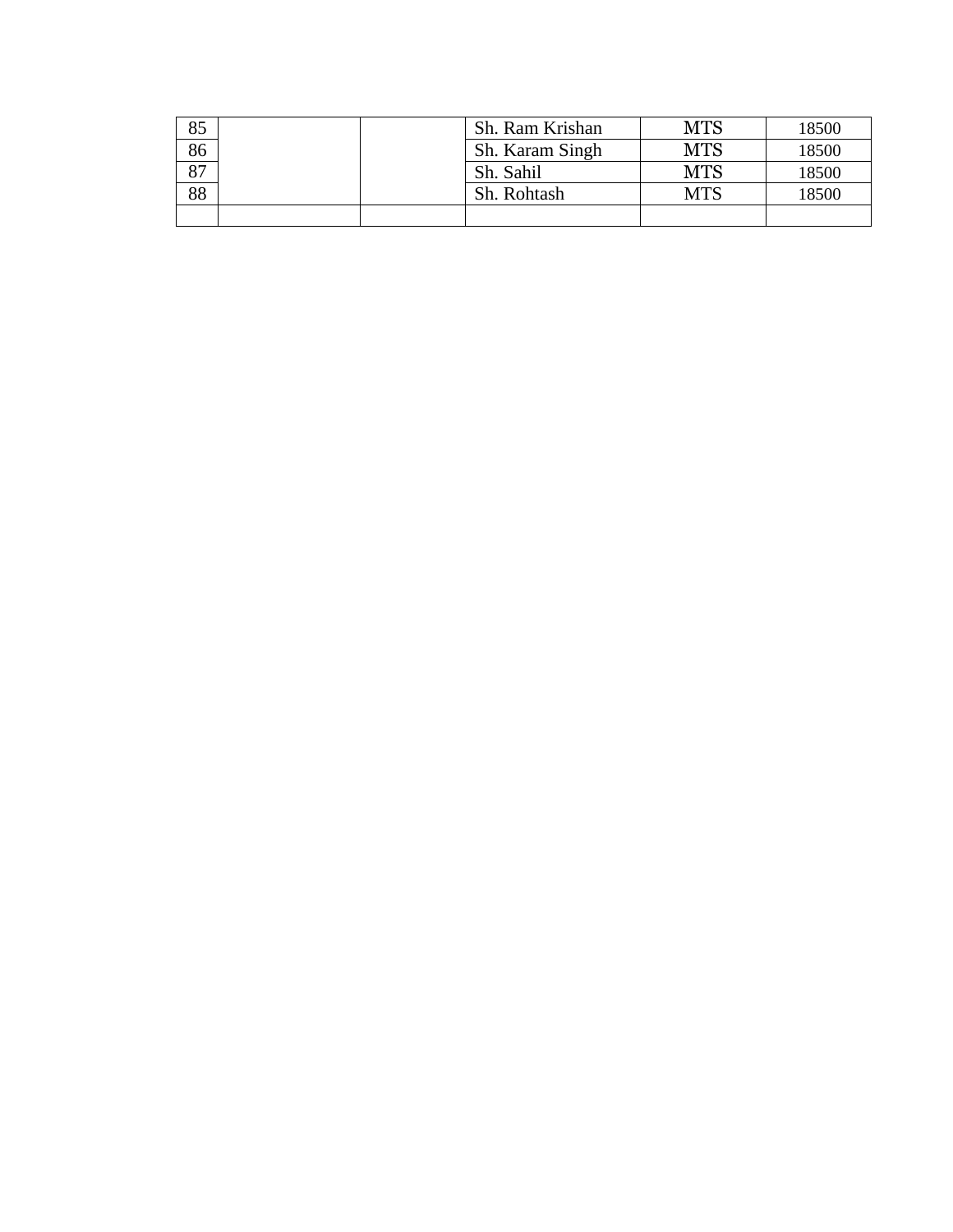| | | | | | |
|---|---|---|---|---|---|
| 85 | | | Sh. Ram Krishan | MTS | 18500 |
| 86 | | | Sh. Karam Singh | MTS | 18500 |
| 87 | | | Sh. Sahil | MTS | 18500 |
| 88 | | | Sh. Rohtash | MTS | 18500 |
| | | | | | |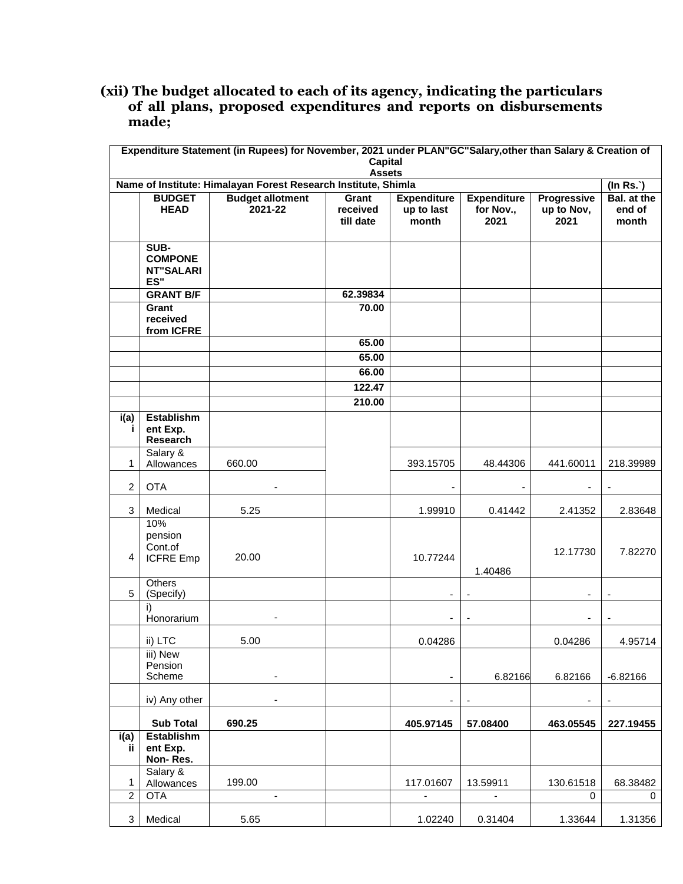**(xii) The budget allocated to each of its agency, indicating the particulars of all plans, proposed expenditures and reports on disbursements made;**

| Expenditure Statement (in Rupees) for November, 2021 under PLAN"GC"Salary,other than Salary & Creation of Capital Assets | | | | | | | |
|---|---|---|---|---|---|---|---|
| **Name of Institute: Himalayan Forest Research Institute, Shimla** | | | | | | | **(In Rs.`)** |
| | **BUDGET HEAD** | **Budget allotment 2021-22** | **Grant received till date** | **Expenditure up to last month** | **Expenditure for Nov., 2021** | **Progressive up to Nov, 2021** | **Bal. at the end of month** |
| | **SUB-COMPONENT"SALARIES"** | | | | | | |
| | **GRANT B/F** | | **62.39834** | | | | |
| | **Grant received from ICFRE** | | **70.00** | | | | |
| | | | **65.00** | | | | |
| | | | **65.00** | | | | |
| | | | **66.00** | | | | |
| | | | **122.47** | | | | |
| | | | **210.00** | | | | |
| **i(a) i** | **Establishment Exp. Research** | | | | | | |
| 1 | Salary & Allowances | 660.00 | | 393.15705 | 48.44306 | 441.60011 | 218.39989 |
| 2 | OTA | - | | - | - | - | - |
| 3 | Medical | 5.25 | | 1.99910 | 0.41442 | 2.41352 | 2.83648 |
| 4 | 10% pension Cont.of ICFRE Emp | 20.00 | | 10.77244 | 1.40486 | 12.17730 | 7.82270 |
| 5 | Others (Specify) | | | - | - | - | - |
| | i) Honorarium | - | | - | - | - | - |
| | ii) LTC | 5.00 | | 0.04286 | | 0.04286 | 4.95714 |
| | iii) New Pension Scheme | - | | - | 6.82166 | 6.82166 | -6.82166 |
| | iv) Any other | - | | - | - | - | - |
| | **Sub Total** | **690.25** | | **405.97145** | **57.08400** | **463.05545** | **227.19455** |
| **i(a) ii** | **Establishment Exp. Non- Res.** | | | | | | |
| 1 | Salary & Allowances | 199.00 | | 117.01607 | 13.59911 | 130.61518 | 68.38482 |
| 2 | OTA | - | | - | - | 0 | 0 |
| 3 | Medical | 5.65 | | 1.02240 | 0.31404 | 1.33644 | 1.31356 |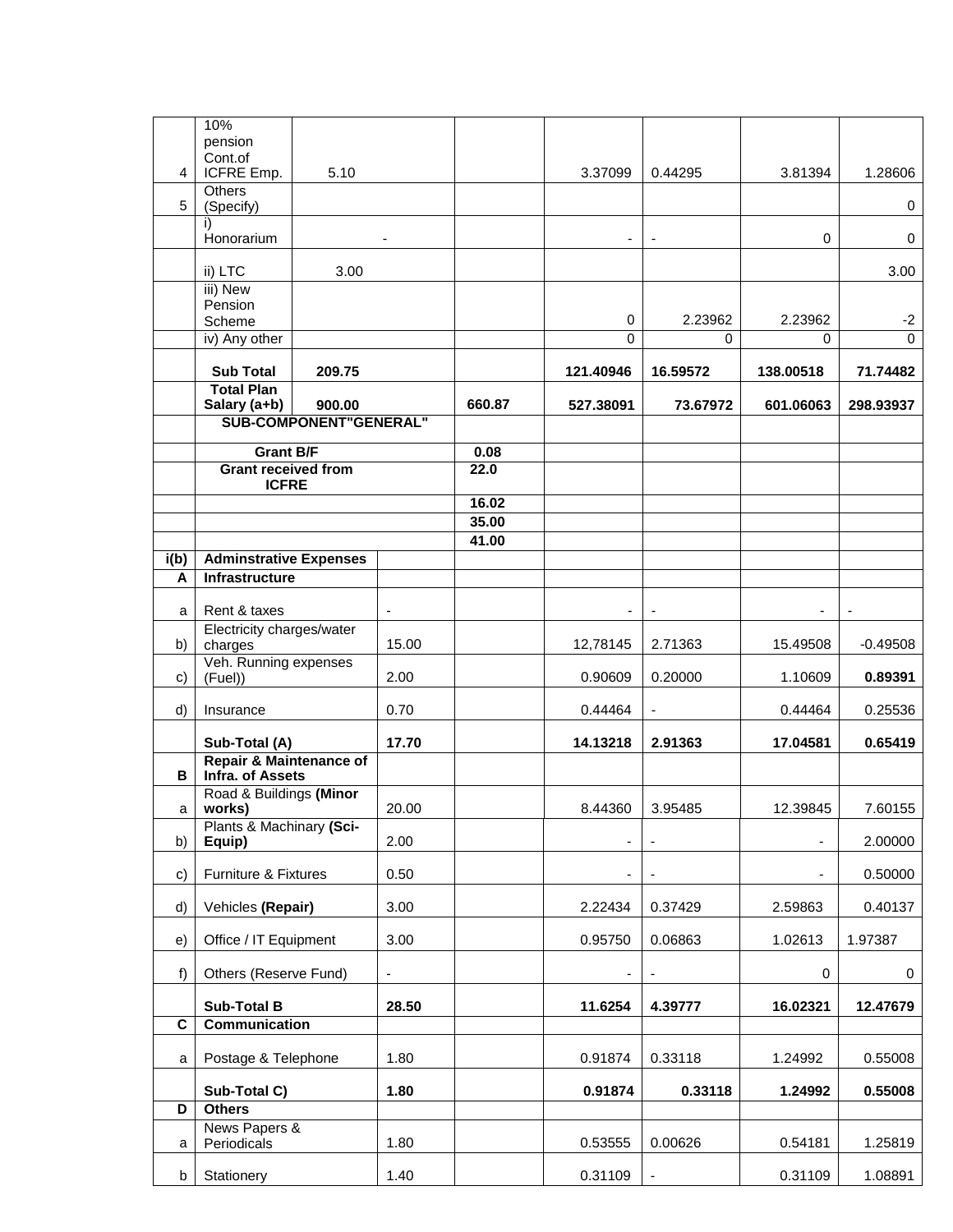|  |  |  |  |  |  |  |  |
|---|---|---|---|---|---|---|---|
| 4 | 10% pension Cont.of ICFRE Emp. | 5.10 |  | 3.37099 | 0.44295 | 3.81394 | 1.28606 |
| 5 | Others (Specify) |  |  |  |  |  | 0 |
|  | i) Honorarium | - |  | - | - | 0 | 0 |
|  | ii) LTC | 3.00 |  |  |  |  | 3.00 |
|  | iii) New Pension Scheme |  |  | 0 | 2.23962 | 2.23962 | -2 |
|  | iv) Any other |  |  | 0 | 0 | 0 | 0 |
|  | **Sub Total** | **209.75** |  | **121.40946** | **16.59572** | **138.00518** | **71.74482** |
|  | **Total Plan Salary (a+b)** | **900.00** | **660.87** | **527.38091** | **73.67972** | **601.06063** | **298.93937** |
|  | **SUB-COMPONENT"GENERAL"** |  |  |  |  |  |  |
|  | **Grant B/F** |  | **0.08** |  |  |  |  |
|  | **Grant received from ICFRE** |  | **22.0** |  |  |  |  |
|  |  |  | **16.02** |  |  |  |  |
|  |  |  | **35.00** |  |  |  |  |
|  |  |  | **41.00** |  |  |  |  |
| **i(b)** | **Adminstrative Expenses** |  |  |  |  |  |  |
| **A** | **Infrastructure** |  |  |  |  |  |  |
| a | Rent & taxes | - |  | - | - | - | - |
| b) | Electricity charges/water charges | 15.00 |  | 12,78145 | 2.71363 | 15.49508 | -0.49508 |
| c) | Veh. Running expenses (Fuel)) | 2.00 |  | 0.90609 | 0.20000 | 1.10609 | **0.89391** |
| d) | Insurance | 0.70 |  | 0.44464 | - | 0.44464 | 0.25536 |
|  | **Sub-Total (A)** | **17.70** |  | **14.13218** | **2.91363** | **17.04581** | **0.65419** |
| **B** | **Repair & Maintenance of Infra. of Assets** |  |  |  |  |  |  |
| a | Road & Buildings **(Minor works)** | 20.00 |  | 8.44360 | 3.95485 | 12.39845 | 7.60155 |
| b) | Plants & Machinary **(Sci-Equip)** | 2.00 |  | - | - | - | 2.00000 |
| c) | Furniture & Fixtures | 0.50 |  | - | - | - | 0.50000 |
| d) | Vehicles **(Repair)** | 3.00 |  | 2.22434 | 0.37429 | 2.59863 | 0.40137 |
| e) | Office / IT Equipment | 3.00 |  | 0.95750 | 0.06863 | 1.02613 | 1.97387 |
| f) | Others (Reserve Fund) | - |  | - | - | 0 | 0 |
|  | **Sub-Total B** | **28.50** |  | **11.6254** | **4.39777** | **16.02321** | **12.47679** |
| **C** | **Communication** |  |  |  |  |  |  |
| a | Postage & Telephone | 1.80 |  | 0.91874 | 0.33118 | 1.24992 | 0.55008 |
|  | **Sub-Total C)** | **1.80** |  | **0.91874** | **0.33118** | **1.24992** | **0.55008** |
| **D** | **Others** |  |  |  |  |  |  |
| a | News Papers & Periodicals | 1.80 |  | 0.53555 | 0.00626 | 0.54181 | 1.25819 |
| b | Stationery | 1.40 |  | 0.31109 | - | 0.31109 | 1.08891 |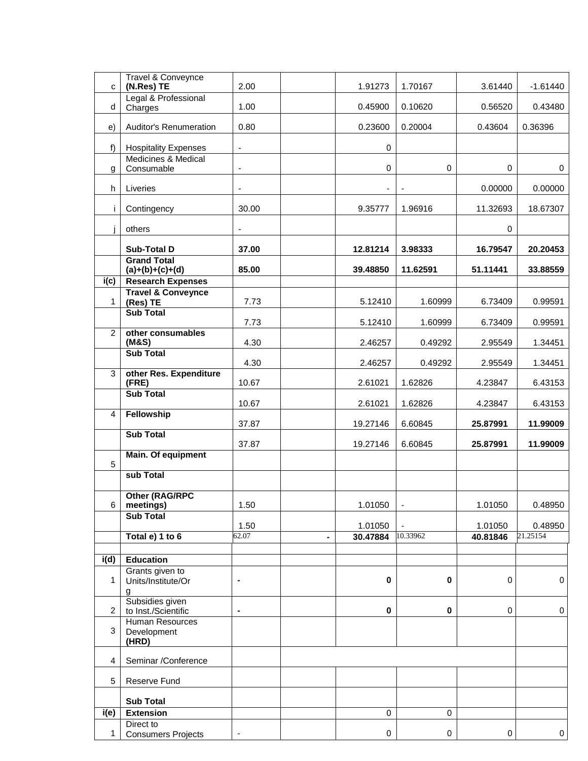| | | | | | | | |
|---|---|---|---|---|---|---|---|
| c | Travel & Conveynce **(N.Res) TE** | 2.00 | | 1.91273 | 1.70167 | 3.61440 | -1.61440 |
| d | Legal & Professional Charges | 1.00 | | 0.45900 | 0.10620 | 0.56520 | 0.43480 |
| e) | Auditor's Renumeration | 0.80 | | 0.23600 | 0.20004 | 0.43604 | 0.36396 |
| f) | Hospitality Expenses | - | | 0 | | | |
| g | Medicines & Medical Consumable | - | | 0 | 0 | 0 | 0 |
| h | Liveries | - | | - | - | 0.00000 | 0.00000 |
| i | Contingency | 30.00 | | 9.35777 | 1.96916 | 11.32693 | 18.67307 |
| j | others | - | | | | 0 | |
| | **Sub-Total D** | **37.00** | | **12.81214** | **3.98333** | **16.79547** | **20.20453** |
| | **Grand Total (a)+(b)+(c)+(d)** | **85.00** | | **39.48850** | **11.62591** | **51.11441** | **33.88559** |
| **i(c)** | **Research Expenses** | | | | | | |
| 1 | **Travel & Conveynce (Res) TE** | 7.73 | | 5.12410 | 1.60999 | 6.73409 | 0.99591 |
| | **Sub Total** | 7.73 | | 5.12410 | 1.60999 | 6.73409 | 0.99591 |
| 2 | **other consumables (M&S)** | 4.30 | | 2.46257 | 0.49292 | 2.95549 | 1.34451 |
| | **Sub Total** | 4.30 | | 2.46257 | 0.49292 | 2.95549 | 1.34451 |
| 3 | **other Res. Expenditure (FRE)** | 10.67 | | 2.61021 | 1.62826 | 4.23847 | 6.43153 |
| | **Sub Total** | 10.67 | | 2.61021 | 1.62826 | 4.23847 | 6.43153 |
| 4 | **Fellowship** | 37.87 | | 19.27146 | 6.60845 | **25.87991** | **11.99009** |
| | **Sub Total** | 37.87 | | 19.27146 | 6.60845 | **25.87991** | **11.99009** |
| 5 | **Main. Of equipment** | | | | | | |
| | **sub Total** | | | | | | |
| 6 | **Other (RAG/RPC meetings)** | 1.50 | | 1.01050 | - | 1.01050 | 0.48950 |
| | **Sub Total** | 1.50 | | 1.01050 | - | 1.01050 | 0.48950 |
| | **Total e) 1 to 6** | 62.07 | **-** | **30.47884** | 10.33962 | **40.81846** | 21.25154 |
| | | | | | | | |
| **i(d)** | **Education** | | | | | | |
| 1 | Grants given to Units/Institute/Org | **-** | | **0** | **0** | 0 | 0 |
| 2 | Subsidies given to Inst./Scientific | **-** | | **0** | **0** | 0 | 0 |
| 3 | Human Resources Development **(HRD)** | | | | | | |
| 4 | Seminar /Conference | | | | | | |
| 5 | Reserve Fund | | | | | | |
| | **Sub Total** | | | | | | |
| **i(e)** | **Extension** | | | 0 | 0 | | |
| 1 | Direct to Consumers Projects | - | | 0 | 0 | 0 | 0 |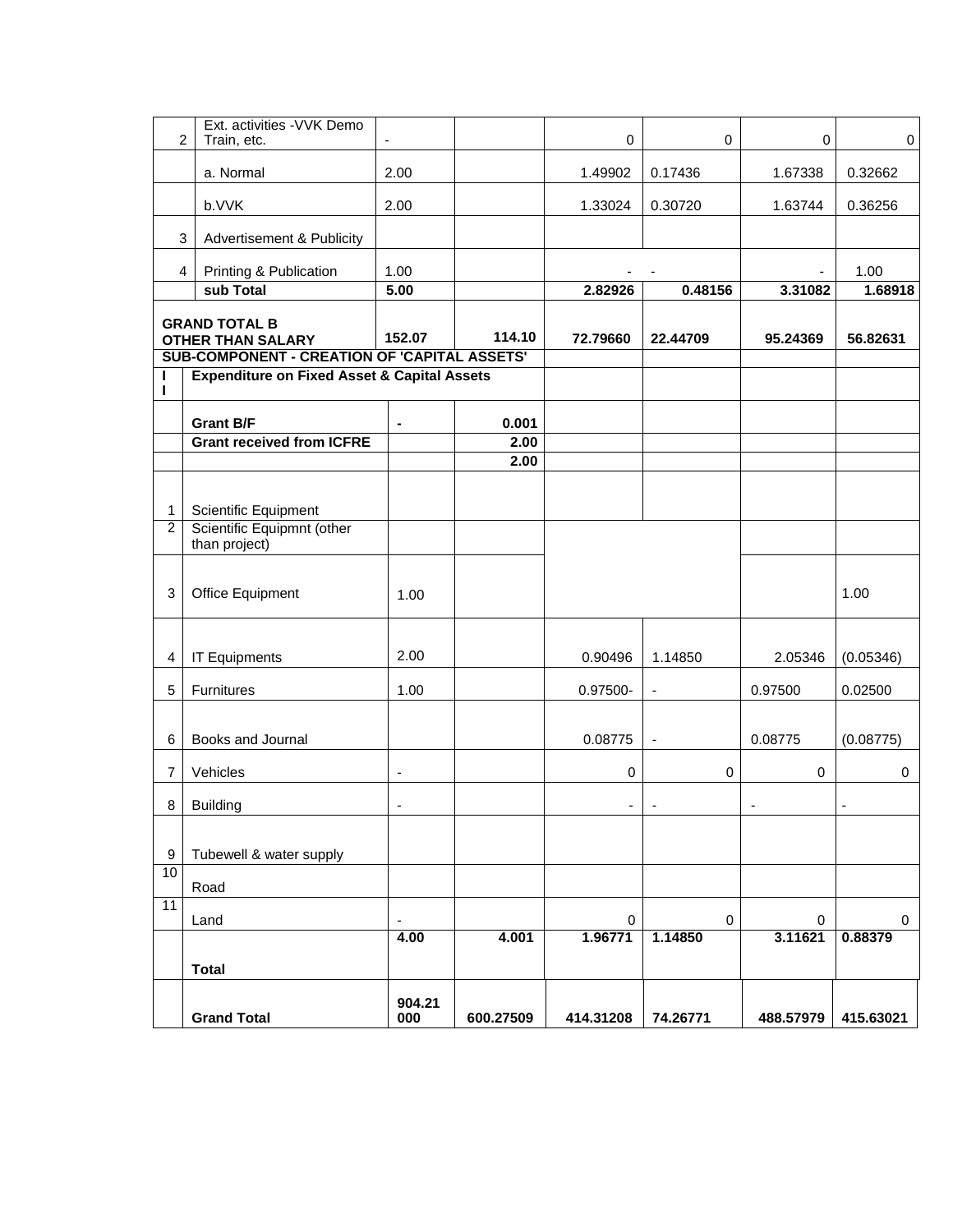| | | | | | | | |
|---|---|---|---|---|---|---|---|
| 2 | Ext. activities -VVK Demo Train, etc. | - | | 0 | 0 | 0 | 0 |
| | a. Normal | 2.00 | | 1.49902 | 0.17436 | 1.67338 | 0.32662 |
| | b.VVK | 2.00 | | 1.33024 | 0.30720 | 1.63744 | 0.36256 |
| 3 | Advertisement & Publicity | | | | | | |
| 4 | Printing & Publication | 1.00 | | - | - | - | 1.00 |
| | **sub Total** | **5.00** | | **2.82926** | **0.48156** | **3.31082** | **1.68918** |
| **GRAND TOTAL B OTHER THAN SALARY** | | **152.07** | **114.10** | **72.79660** | **22.44709** | **95.24369** | **56.82631** |
| **SUB-COMPONENT - CREATION OF 'CAPITAL ASSETS'** | | | | | | | |
| **II** | **Expenditure on Fixed Asset & Capital Assets** | | | | | | |
| | **Grant B/F** | **-** | **0.001** | | | | |
| | **Grant received from ICFRE** | | **2.00** | | | | |
| | | | **2.00** | | | | |
| 1 | Scientific Equipment | | | | | | |
| 2 | Scientific Equipmnt (other than project) | | | | | | |
| 3 | Office Equipment | 1.00 | | | | | 1.00 |
| 4 | IT Equipments | 2.00 | | 0.90496 | 1.14850 | 2.05346 | (0.05346) |
| 5 | Furnitures | 1.00 | | 0.97500- | - | 0.97500 | 0.02500 |
| 6 | Books and Journal | | | 0.08775 | - | 0.08775 | (0.08775) |
| 7 | Vehicles | - | | 0 | 0 | 0 | 0 |
| 8 | Building | - | | - | - | - | - |
| 9 | Tubewell & water supply | | | | | | |
| 10 | Road | | | | | | |
| 11 | Land | - | | 0 | 0 | 0 | 0 |
| | **Total** | **4.00** | **4.001** | **1.96771** | **1.14850** | **3.11621** | **0.88379** |
| | **Grand Total** | **904.21000** | **600.27509** | **414.31208** | **74.26771** | **488.57979** | **415.63021** |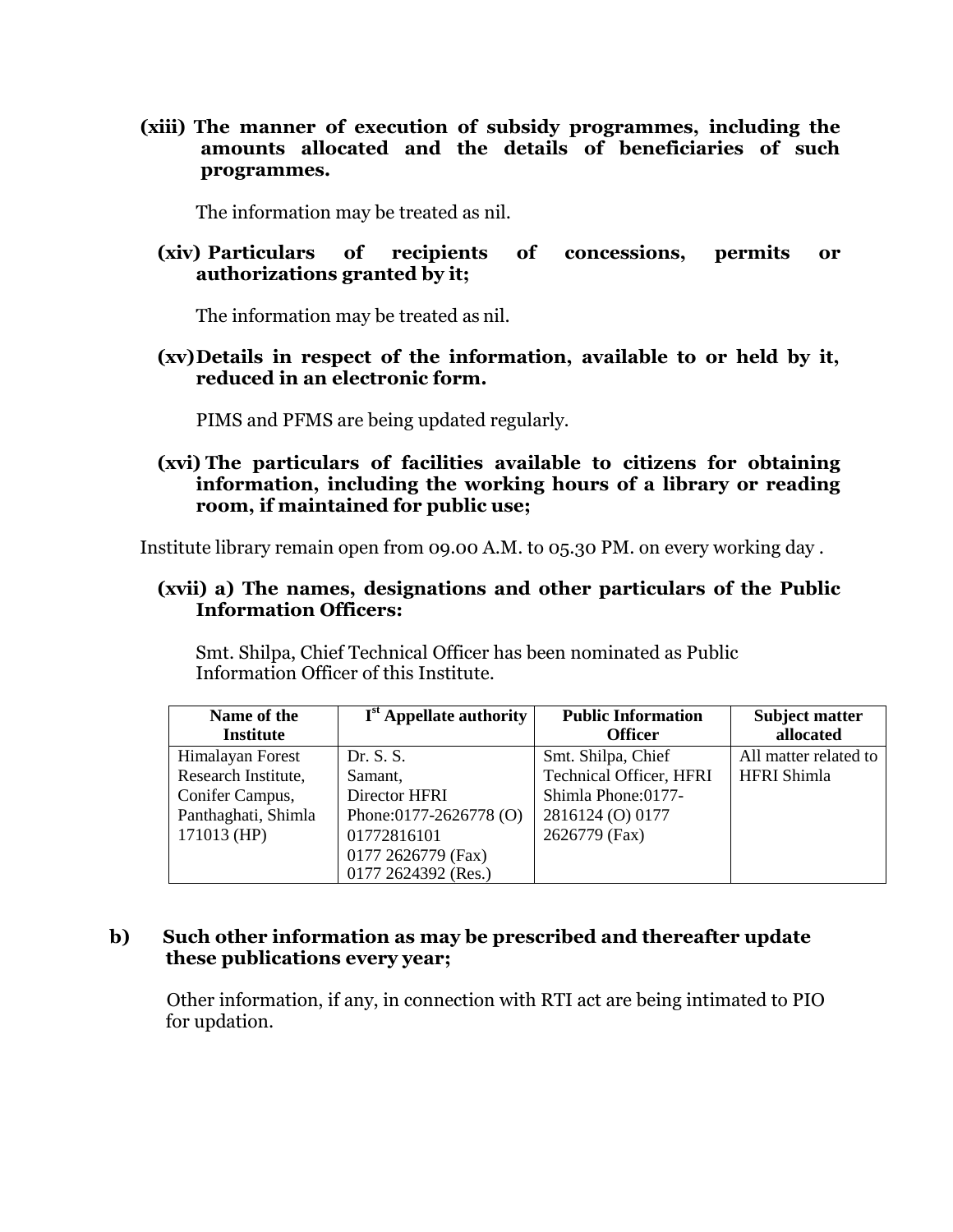**(xiii) The manner of execution of subsidy programmes, including the amounts allocated and the details of beneficiaries of such programmes.**

The information may be treated as nil.

**(xiv) Particulars of recipients of concessions, permits or authorizations granted by it;**

The information may be treated as nil.

**(xv) Details in respect of the information, available to or held by it, reduced in an electronic form.**

PIMS and PFMS are being updated regularly.

**(xvi) The particulars of facilities available to citizens for obtaining information, including the working hours of a library or reading room, if maintained for public use;**

Institute library remain open from 09.00 A.M. to 05.30 PM. on every working day .

**(xvii) a) The names, designations and other particulars of the Public Information Officers:**

Smt. Shilpa, Chief Technical Officer has been nominated as Public Information Officer of this Institute.

| Name of the Institute | Ist Appellate authority | Public Information Officer | Subject matter allocated |
|---|---|---|---|
| Himalayan Forest Research Institute, Conifer Campus, Panthaghati, Shimla 171013 (HP) | Dr. S. S. Samant, Director HFRI Phone:0177-2626778 (O) 01772816101 0177 2626779 (Fax) 0177 2624392 (Res.) | Smt. Shilpa, Chief Technical Officer, HFRI Shimla Phone:0177-2816124 (O) 0177 2626779 (Fax) | All matter related to HFRI Shimla |

**b) Such other information as may be prescribed and thereafter update these publications every year;**

Other information, if any, in connection with RTI act are being intimated to PIO for updation.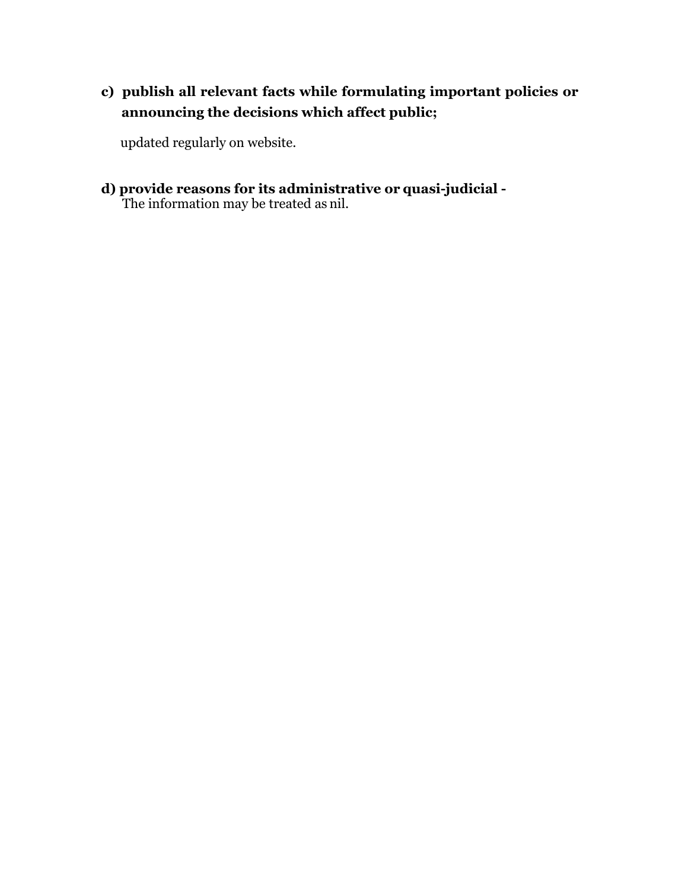**c) publish all relevant facts while formulating important policies or announcing the decisions which affect public;**

updated regularly on website.

**d) provide reasons for its administrative or quasi-judicial -**
The information may be treated as nil.